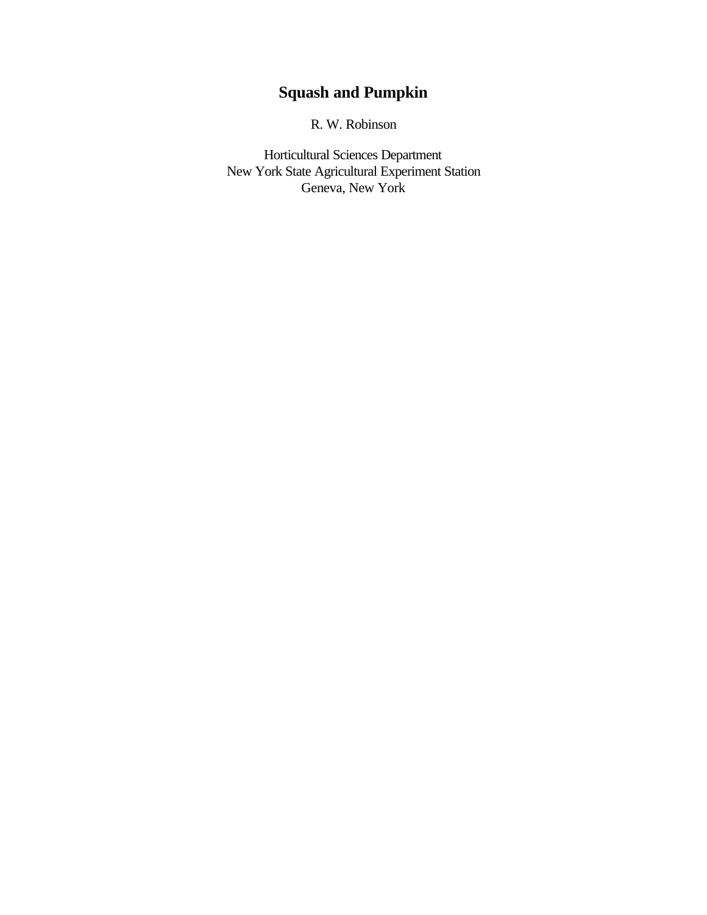# Squash and Pumpkin

R. W. Robinson

Horticultural Sciences Department
New York State Agricultural Experiment Station
Geneva, New York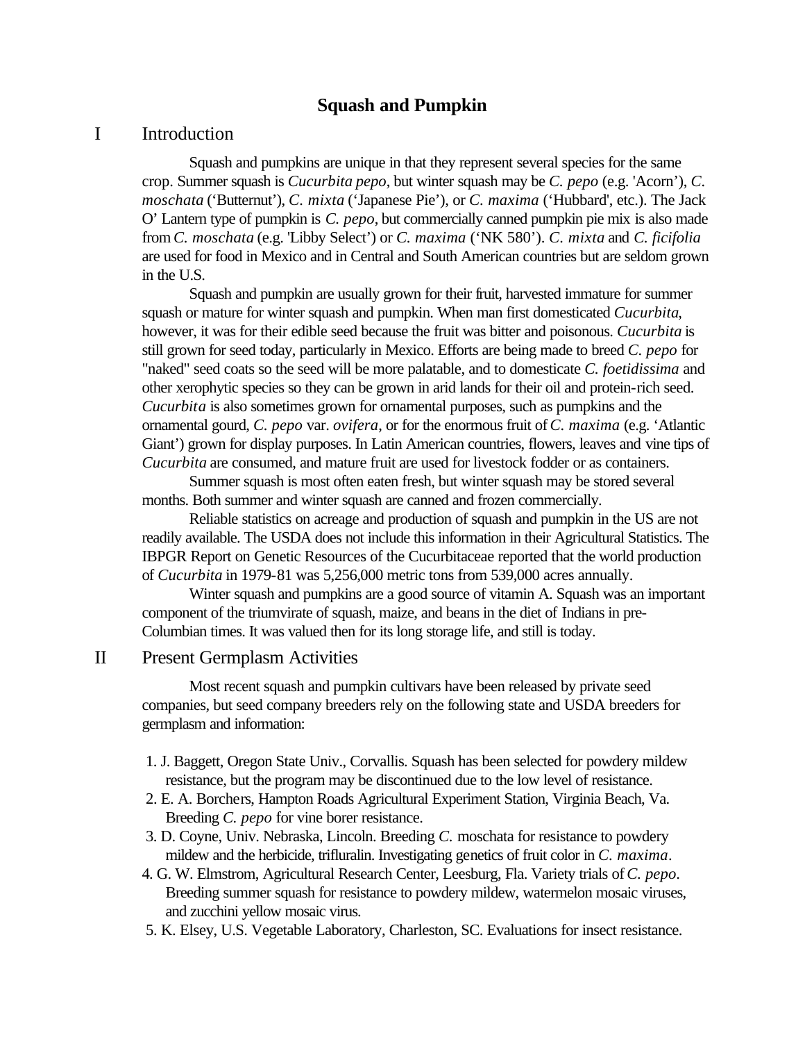# Squash and Pumpkin

## I Introduction

Squash and pumpkins are unique in that they represent several species for the same crop. Summer squash is *Cucurbita pepo*, but winter squash may be *C. pepo* (e.g. 'Acorn'), *C. moschata* ('Butternut'), *C. mixta* ('Japanese Pie'), or *C. maxima* ('Hubbard', etc.). The Jack O' Lantern type of pumpkin is *C. pepo*, but commercially canned pumpkin pie mix is also made from *C. moschata* (e.g. 'Libby Select') or *C. maxima* ('NK 580'). *C. mixta* and *C. ficifolia* are used for food in Mexico and in Central and South American countries but are seldom grown in the U.S.

Squash and pumpkin are usually grown for their fruit, harvested immature for summer squash or mature for winter squash and pumpkin. When man first domesticated *Cucurbita*, however, it was for their edible seed because the fruit was bitter and poisonous. *Cucurbita* is still grown for seed today, particularly in Mexico. Efforts are being made to breed *C. pepo* for "naked" seed coats so the seed will be more palatable, and to domesticate *C. foetidissima* and other xerophytic species so they can be grown in arid lands for their oil and protein-rich seed. *Cucurbita* is also sometimes grown for ornamental purposes, such as pumpkins and the ornamental gourd, *C. pepo* var. *ovifera*, or for the enormous fruit of *C. maxima* (e.g. 'Atlantic Giant') grown for display purposes. In Latin American countries, flowers, leaves and vine tips of *Cucurbita* are consumed, and mature fruit are used for livestock fodder or as containers.

Summer squash is most often eaten fresh, but winter squash may be stored several months. Both summer and winter squash are canned and frozen commercially.

Reliable statistics on acreage and production of squash and pumpkin in the US are not readily available. The USDA does not include this information in their Agricultural Statistics. The IBPGR Report on Genetic Resources of the Cucurbitaceae reported that the world production of *Cucurbita* in 1979-81 was 5,256,000 metric tons from 539,000 acres annually.

Winter squash and pumpkins are a good source of vitamin A. Squash was an important component of the triumvirate of squash, maize, and beans in the diet of Indians in pre-Columbian times. It was valued then for its long storage life, and still is today.

## II Present Germplasm Activities

Most recent squash and pumpkin cultivars have been released by private seed companies, but seed company breeders rely on the following state and USDA breeders for germplasm and information:

1. J. Baggett, Oregon State Univ., Corvallis. Squash has been selected for powdery mildew resistance, but the program may be discontinued due to the low level of resistance.
2. E. A. Borchers, Hampton Roads Agricultural Experiment Station, Virginia Beach, Va. Breeding *C. pepo* for vine borer resistance.
3. D. Coyne, Univ. Nebraska, Lincoln. Breeding *C.* moschata for resistance to powdery mildew and the herbicide, trifluralin. Investigating genetics of fruit color in *C. maxima*.
4. G. W. Elmstrom, Agricultural Research Center, Leesburg, Fla. Variety trials of *C. pepo*. Breeding summer squash for resistance to powdery mildew, watermelon mosaic viruses, and zucchini yellow mosaic virus.
5. K. Elsey, U.S. Vegetable Laboratory, Charleston, SC. Evaluations for insect resistance.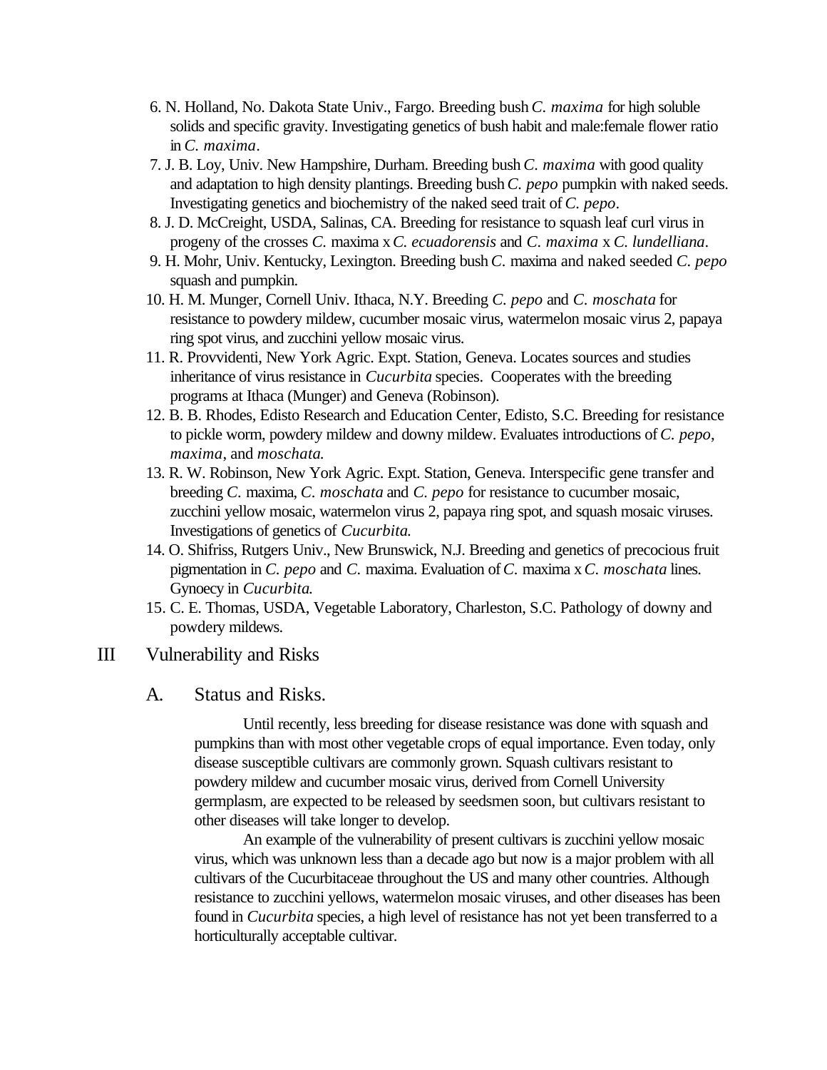6. N. Holland, No. Dakota State Univ., Fargo. Breeding bush *C. maxima* for high soluble solids and specific gravity. Investigating genetics of bush habit and male:female flower ratio in *C. maxima*.
7. J. B. Loy, Univ. New Hampshire, Durham. Breeding bush *C. maxima* with good quality and adaptation to high density plantings. Breeding bush *C. pepo* pumpkin with naked seeds. Investigating genetics and biochemistry of the naked seed trait of *C. pepo*.
8. J. D. McCreight, USDA, Salinas, CA. Breeding for resistance to squash leaf curl virus in progeny of the crosses *C.* maxima x *C. ecuadorensis* and *C. maxima* x *C. lundelliana*.
9. H. Mohr, Univ. Kentucky, Lexington. Breeding bush *C.* maxima and naked seeded *C. pepo* squash and pumpkin.
10. H. M. Munger, Cornell Univ. Ithaca, N.Y. Breeding *C. pepo* and *C. moschata* for resistance to powdery mildew, cucumber mosaic virus, watermelon mosaic virus 2, papaya ring spot virus, and zucchini yellow mosaic virus.
11. R. Provvidenti, New York Agric. Expt. Station, Geneva. Locates sources and studies inheritance of virus resistance in *Cucurbita* species. Cooperates with the breeding programs at Ithaca (Munger) and Geneva (Robinson).
12. B. B. Rhodes, Edisto Research and Education Center, Edisto, S.C. Breeding for resistance to pickle worm, powdery mildew and downy mildew. Evaluates introductions of *C. pepo*, *maxima*, and *moschata.*
13. R. W. Robinson, New York Agric. Expt. Station, Geneva. Interspecific gene transfer and breeding *C.* maxima, *C. moschata* and *C. pepo* for resistance to cucumber mosaic, zucchini yellow mosaic, watermelon virus 2, papaya ring spot, and squash mosaic viruses. Investigations of genetics of *Cucurbita.*
14. O. Shifriss, Rutgers Univ., New Brunswick, N.J. Breeding and genetics of precocious fruit pigmentation in *C. pepo* and *C.* maxima. Evaluation of *C.* maxima x *C. moschata* lines. Gynoecy in *Cucurbita.*
15. C. E. Thomas, USDA, Vegetable Laboratory, Charleston, S.C. Pathology of downy and powdery mildews.

## III Vulnerability and Risks

### A. Status and Risks.

Until recently, less breeding for disease resistance was done with squash and pumpkins than with most other vegetable crops of equal importance. Even today, only disease susceptible cultivars are commonly grown. Squash cultivars resistant to powdery mildew and cucumber mosaic virus, derived from Cornell University germplasm, are expected to be released by seedsmen soon, but cultivars resistant to other diseases will take longer to develop.

An example of the vulnerability of present cultivars is zucchini yellow mosaic virus, which was unknown less than a decade ago but now is a major problem with all cultivars of the Cucurbitaceae throughout the US and many other countries. Although resistance to zucchini yellows, watermelon mosaic viruses, and other diseases has been found in *Cucurbita* species, a high level of resistance has not yet been transferred to a horticulturally acceptable cultivar.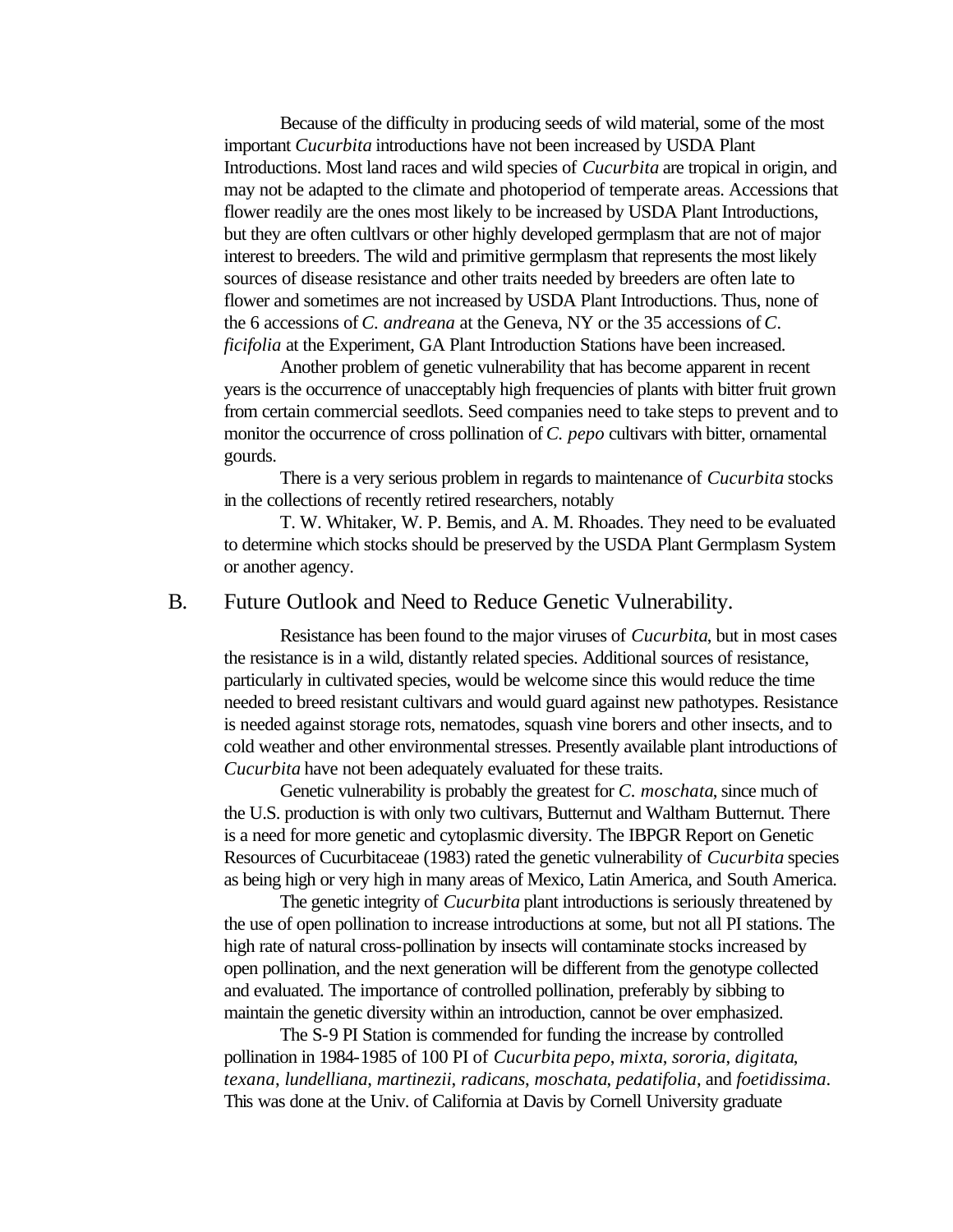Because of the difficulty in producing seeds of wild material, some of the most important *Cucurbita* introductions have not been increased by USDA Plant Introductions. Most land races and wild species of *Cucurbita* are tropical in origin, and may not be adapted to the climate and photoperiod of temperate areas. Accessions that flower readily are the ones most likely to be increased by USDA Plant Introductions, but they are often cultlvars or other highly developed germplasm that are not of major interest to breeders. The wild and primitive germplasm that represents the most likely sources of disease resistance and other traits needed by breeders are often late to flower and sometimes are not increased by USDA Plant Introductions. Thus, none of the 6 accessions of *C. andreana* at the Geneva, NY or the 35 accessions of *C. ficifolia* at the Experiment, GA Plant Introduction Stations have been increased.

Another problem of genetic vulnerability that has become apparent in recent years is the occurrence of unacceptably high frequencies of plants with bitter fruit grown from certain commercial seedlots. Seed companies need to take steps to prevent and to monitor the occurrence of cross pollination of *C. pepo* cultivars with bitter, ornamental gourds.

There is a very serious problem in regards to maintenance of *Cucurbita* stocks in the collections of recently retired researchers, notably

T. W. Whitaker, W. P. Bemis, and A. M. Rhoades. They need to be evaluated to determine which stocks should be preserved by the USDA Plant Germplasm System or another agency.

## B. Future Outlook and Need to Reduce Genetic Vulnerability.

Resistance has been found to the major viruses of *Cucurbita*, but in most cases the resistance is in a wild, distantly related species. Additional sources of resistance, particularly in cultivated species, would be welcome since this would reduce the time needed to breed resistant cultivars and would guard against new pathotypes. Resistance is needed against storage rots, nematodes, squash vine borers and other insects, and to cold weather and other environmental stresses. Presently available plant introductions of *Cucurbita* have not been adequately evaluated for these traits.

Genetic vulnerability is probably the greatest for *C. moschata*, since much of the U.S. production is with only two cultivars, Butternut and Waltham Butternut. There is a need for more genetic and cytoplasmic diversity. The IBPGR Report on Genetic Resources of Cucurbitaceae (1983) rated the genetic vulnerability of *Cucurbita* species as being high or very high in many areas of Mexico, Latin America, and South America.

The genetic integrity of *Cucurbita* plant introductions is seriously threatened by the use of open pollination to increase introductions at some, but not all PI stations. The high rate of natural cross-pollination by insects will contaminate stocks increased by open pollination, and the next generation will be different from the genotype collected and evaluated. The importance of controlled pollination, preferably by sibbing to maintain the genetic diversity within an introduction, cannot be over emphasized.

The S-9 PI Station is commended for funding the increase by controlled pollination in 1984-1985 of 100 PI of *Cucurbita pepo*, *mixta*, *sororia*, *digitata*, *texana*, *lundelliana*, *martinezii*, *radicans*, *moschata*, *pedatifolia*, and *foetidissima*. This was done at the Univ. of California at Davis by Cornell University graduate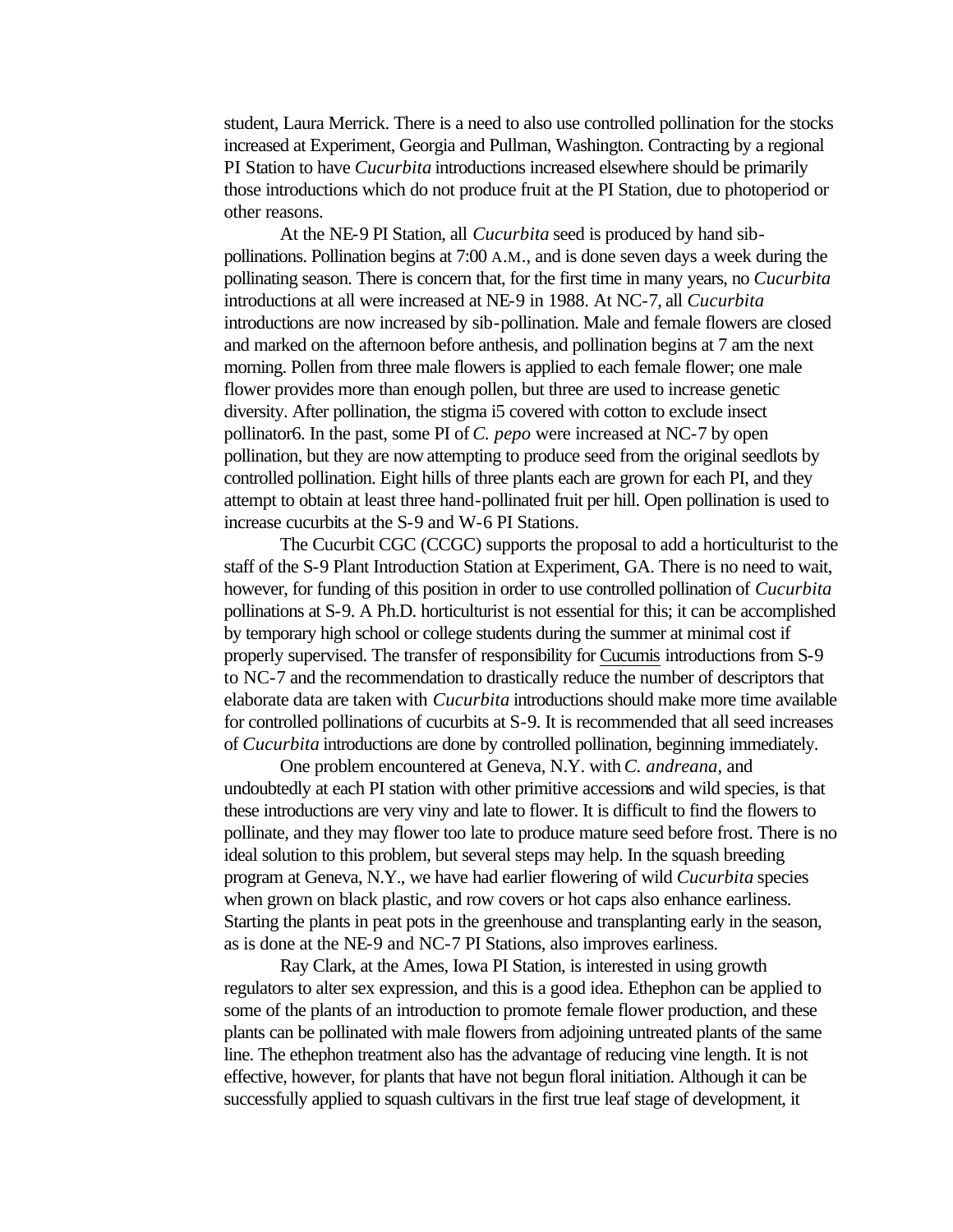student, Laura Merrick. There is a need to also use controlled pollination for the stocks increased at Experiment, Georgia and Pullman, Washington. Contracting by a regional PI Station to have *Cucurbita* introductions increased elsewhere should be primarily those introductions which do not produce fruit at the PI Station, due to photoperiod or other reasons.

At the NE-9 PI Station, all *Cucurbita* seed is produced by hand sib-pollinations. Pollination begins at 7:00 A.M., and is done seven days a week during the pollinating season. There is concern that, for the first time in many years, no *Cucurbita* introductions at all were increased at NE-9 in 1988. At NC-7, all *Cucurbita* introductions are now increased by sib-pollination. Male and female flowers are closed and marked on the afternoon before anthesis, and pollination begins at 7 am the next morning. Pollen from three male flowers is applied to each female flower; one male flower provides more than enough pollen, but three are used to increase genetic diversity. After pollination, the stigma i5 covered with cotton to exclude insect pollinator6. In the past, some PI of *C. pepo* were increased at NC-7 by open pollination, but they are now attempting to produce seed from the original seedlots by controlled pollination. Eight hills of three plants each are grown for each PI, and they attempt to obtain at least three hand-pollinated fruit per hill. Open pollination is used to increase cucurbits at the S-9 and W-6 PI Stations.

The Cucurbit CGC (CCGC) supports the proposal to add a horticulturist to the staff of the S-9 Plant Introduction Station at Experiment, GA. There is no need to wait, however, for funding of this position in order to use controlled pollination of *Cucurbita* pollinations at S-9. A Ph.D. horticulturist is not essential for this; it can be accomplished by temporary high school or college students during the summer at minimal cost if properly supervised. The transfer of responsibility for Cucumis introductions from S-9 to NC-7 and the recommendation to drastically reduce the number of descriptors that elaborate data are taken with *Cucurbita* introductions should make more time available for controlled pollinations of cucurbits at S-9. It is recommended that all seed increases of *Cucurbita* introductions are done by controlled pollination, beginning immediately.

One problem encountered at Geneva, N.Y. with *C. andreana*, and undoubtedly at each PI station with other primitive accessions and wild species, is that these introductions are very viny and late to flower. It is difficult to find the flowers to pollinate, and they may flower too late to produce mature seed before frost. There is no ideal solution to this problem, but several steps may help. In the squash breeding program at Geneva, N.Y., we have had earlier flowering of wild *Cucurbita* species when grown on black plastic, and row covers or hot caps also enhance earliness. Starting the plants in peat pots in the greenhouse and transplanting early in the season, as is done at the NE-9 and NC-7 PI Stations, also improves earliness.

Ray Clark, at the Ames, Iowa PI Station, is interested in using growth regulators to alter sex expression, and this is a good idea. Ethephon can be applied to some of the plants of an introduction to promote female flower production, and these plants can be pollinated with male flowers from adjoining untreated plants of the same line. The ethephon treatment also has the advantage of reducing vine length. It is not effective, however, for plants that have not begun floral initiation. Although it can be successfully applied to squash cultivars in the first true leaf stage of development, it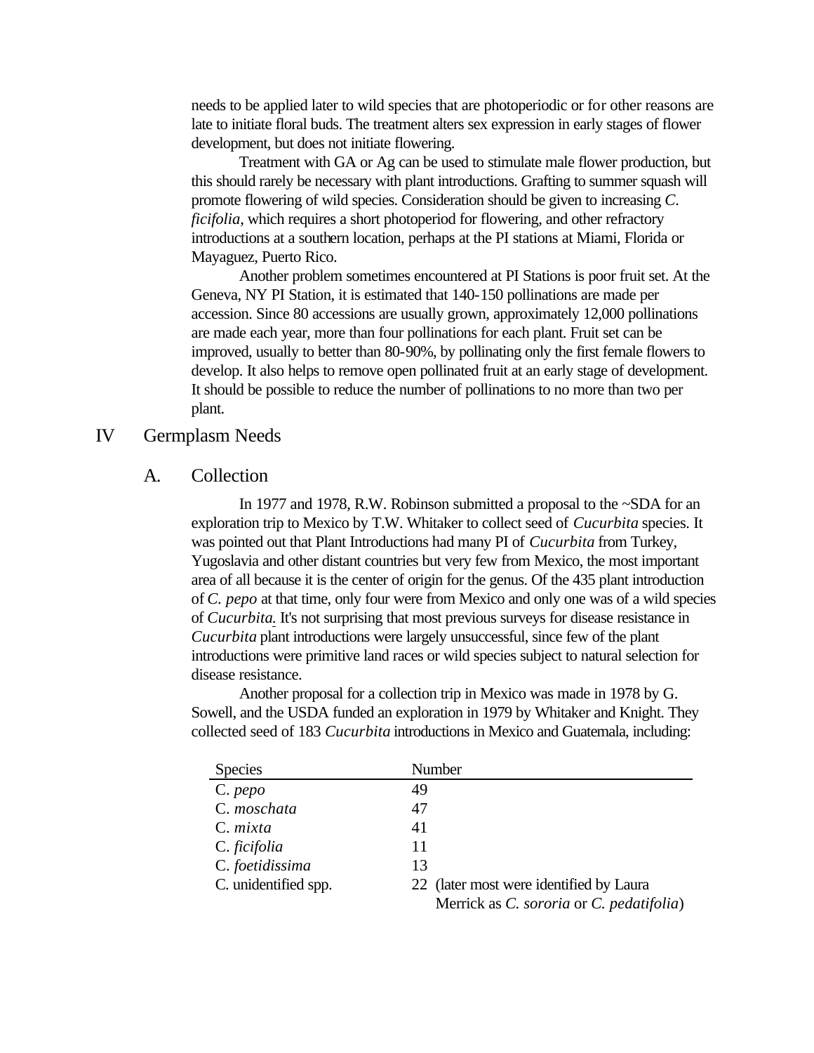needs to be applied later to wild species that are photoperiodic or for other reasons are late to initiate floral buds. The treatment alters sex expression in early stages of flower development, but does not initiate flowering.

Treatment with GA or Ag can be used to stimulate male flower production, but this should rarely be necessary with plant introductions. Grafting to summer squash will promote flowering of wild species. Consideration should be given to increasing *C. ficifolia*, which requires a short photoperiod for flowering, and other refractory introductions at a southern location, perhaps at the PI stations at Miami, Florida or Mayaguez, Puerto Rico.

Another problem sometimes encountered at PI Stations is poor fruit set. At the Geneva, NY PI Station, it is estimated that 140-150 pollinations are made per accession. Since 80 accessions are usually grown, approximately 12,000 pollinations are made each year, more than four pollinations for each plant. Fruit set can be improved, usually to better than 80-90%, by pollinating only the first female flowers to develop. It also helps to remove open pollinated fruit at an early stage of development. It should be possible to reduce the number of pollinations to no more than two per plant.

# IV Germplasm Needs

## A. Collection

In 1977 and 1978, R.W. Robinson submitted a proposal to the ~SDA for an exploration trip to Mexico by T.W. Whitaker to collect seed of *Cucurbita* species. It was pointed out that Plant Introductions had many PI of *Cucurbita* from Turkey, Yugoslavia and other distant countries but very few from Mexico, the most important area of all because it is the center of origin for the genus. Of the 435 plant introduction of *C. pepo* at that time, only four were from Mexico and only one was of a wild species of *Cucurbita*. It's not surprising that most previous surveys for disease resistance in *Cucurbita* plant introductions were largely unsuccessful, since few of the plant introductions were primitive land races or wild species subject to natural selection for disease resistance.

Another proposal for a collection trip in Mexico was made in 1978 by G. Sowell, and the USDA funded an exploration in 1979 by Whitaker and Knight. They collected seed of 183 *Cucurbita* introductions in Mexico and Guatemala, including:

| Species | Number |
|---|---|
| C. *pepo* | 49 |
| C. *moschata* | 47 |
| C. *mixta* | 41 |
| C. *ficifolia* | 11 |
| C. *foetidissima* | 13 |
| C. unidentified spp. | 22 (later most were identified by Laura Merrick as *C. sororia* or *C. pedatifolia*) |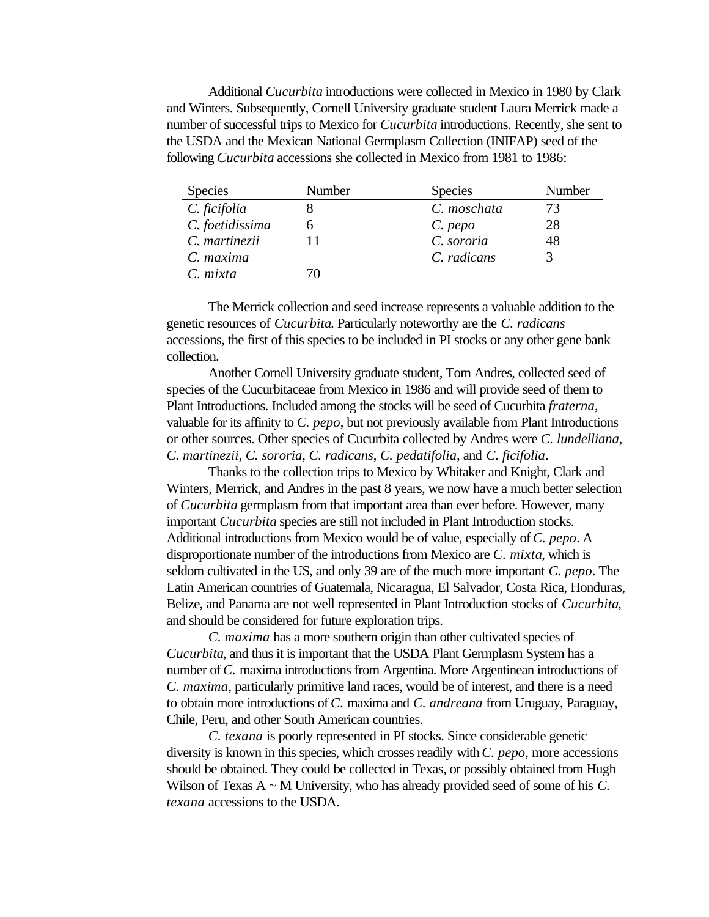Additional *Cucurbita* introductions were collected in Mexico in 1980 by Clark and Winters. Subsequently, Cornell University graduate student Laura Merrick made a number of successful trips to Mexico for *Cucurbita* introductions. Recently, she sent to the USDA and the Mexican National Germplasm Collection (INIFAP) seed of the following *Cucurbita* accessions she collected in Mexico from 1981 to 1986:

| Species | Number | Species | Number |
|---|---|---|---|
| *C. ficifolia* | 8 | *C. moschata* | 73 |
| *C. foetidissima* | 6 | *C. pepo* | 28 |
| *C. martinezii* | 11 | *C. sororia* | 48 |
| *C. maxima* | | *C. radicans* | 3 |
| *C. mixta* | 70 | | |

The Merrick collection and seed increase represents a valuable addition to the genetic resources of *Cucurbita*. Particularly noteworthy are the *C. radicans* accessions, the first of this species to be included in PI stocks or any other gene bank collection.

Another Cornell University graduate student, Tom Andres, collected seed of species of the Cucurbitaceae from Mexico in 1986 and will provide seed of them to Plant Introductions. Included among the stocks will be seed of Cucurbita *fraterna*, valuable for its affinity to *C. pepo*, but not previously available from Plant Introductions or other sources. Other species of Cucurbita collected by Andres were *C. lundelliana*, *C. martinezii*, *C. sororia*, *C. radicans*, *C. pedatifolia*, and *C. ficifolia*.

Thanks to the collection trips to Mexico by Whitaker and Knight, Clark and Winters, Merrick, and Andres in the past 8 years, we now have a much better selection of *Cucurbita* germplasm from that important area than ever before. However, many important *Cucurbita* species are still not included in Plant Introduction stocks. Additional introductions from Mexico would be of value, especially of *C. pepo*. A disproportionate number of the introductions from Mexico are *C. mixta*, which is seldom cultivated in the US, and only 39 are of the much more important *C. pepo*. The Latin American countries of Guatemala, Nicaragua, El Salvador, Costa Rica, Honduras, Belize, and Panama are not well represented in Plant Introduction stocks of *Cucurbita*, and should be considered for future exploration trips.

*C. maxima* has a more southern origin than other cultivated species of *Cucurbita*, and thus it is important that the USDA Plant Germplasm System has a number of *C.* maxima introductions from Argentina. More Argentinean introductions of *C. maxima*, particularly primitive land races, would be of interest, and there is a need to obtain more introductions of *C.* maxima and *C. andreana* from Uruguay, Paraguay, Chile, Peru, and other South American countries.

*C. texana* is poorly represented in PI stocks. Since considerable genetic diversity is known in this species, which crosses readily with *C. pepo*, more accessions should be obtained. They could be collected in Texas, or possibly obtained from Hugh Wilson of Texas A ~ M University, who has already provided seed of some of his *C. texana* accessions to the USDA.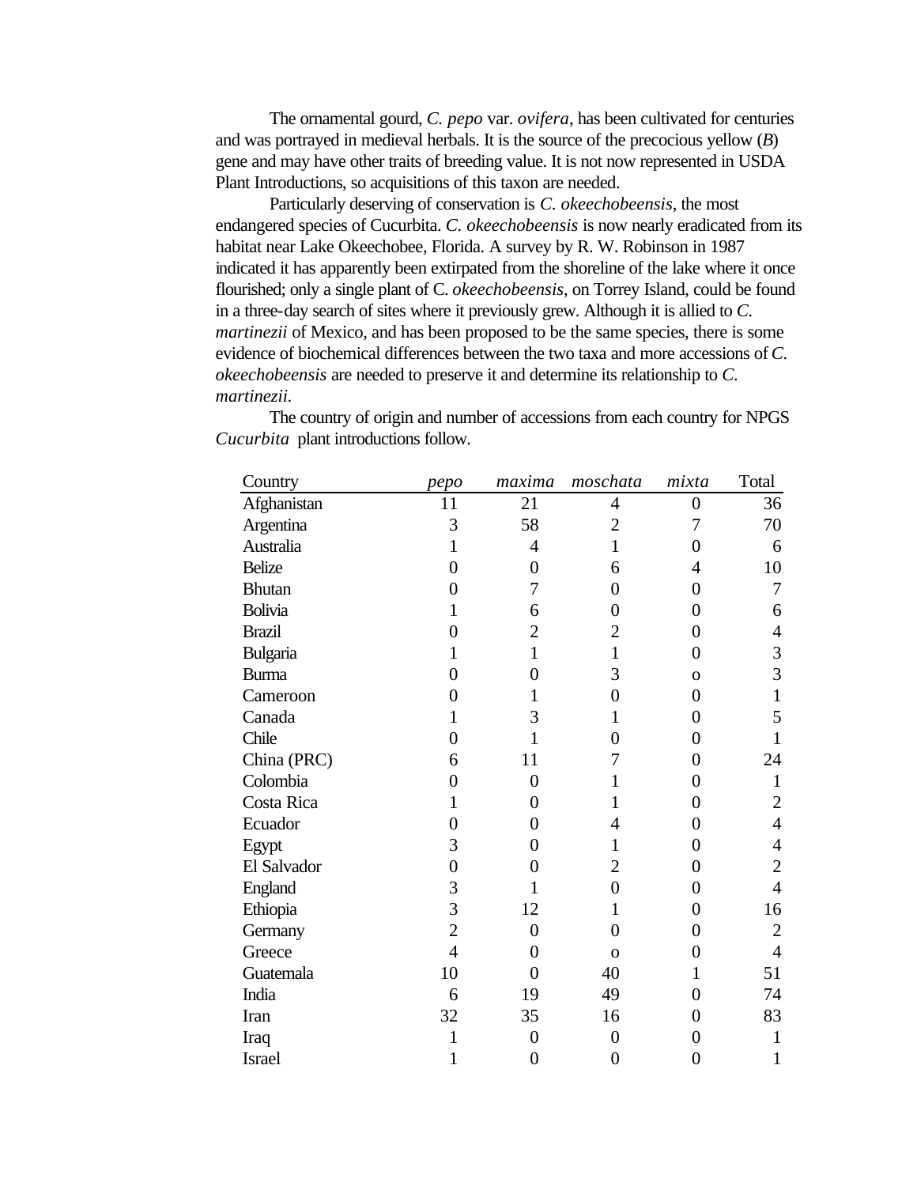The ornamental gourd, *C. pepo* var. *ovifera*, has been cultivated for centuries and was portrayed in medieval herbals. It is the source of the precocious yellow (*B*) gene and may have other traits of breeding value. It is not now represented in USDA Plant Introductions, so acquisitions of this taxon are needed.

Particularly deserving of conservation is *C. okeechobeensis*, the most endangered species of Cucurbita. *C. okeechobeensis* is now nearly eradicated from its habitat near Lake Okeechobee, Florida. A survey by R. W. Robinson in 1987 indicated it has apparently been extirpated from the shoreline of the lake where it once flourished; only a single plant of C. *okeechobeensis*, on Torrey Island, could be found in a three-day search of sites where it previously grew. Although it is allied to *C. martinezii* of Mexico, and has been proposed to be the same species, there is some evidence of biochemical differences between the two taxa and more accessions of *C. okeechobeensis* are needed to preserve it and determine its relationship to *C. martinezii.*

The country of origin and number of accessions from each country for NPGS *Cucurbita* plant introductions follow.

| Country | *pepo* | *maxima* | *moschata* | *mixta* | Total |
|---|---|---|---|---|---|
| Afghanistan | 11 | 21 | 4 | 0 | 36 |
| Argentina | 3 | 58 | 2 | 7 | 70 |
| Australia | 1 | 4 | 1 | 0 | 6 |
| Belize | 0 | 0 | 6 | 4 | 10 |
| Bhutan | 0 | 7 | 0 | 0 | 7 |
| Bolivia | 1 | 6 | 0 | 0 | 6 |
| Brazil | 0 | 2 | 2 | 0 | 4 |
| Bulgaria | 1 | 1 | 1 | 0 | 3 |
| Burma | 0 | 0 | 3 | o | 3 |
| Cameroon | 0 | 1 | 0 | 0 | 1 |
| Canada | 1 | 3 | 1 | 0 | 5 |
| Chile | 0 | 1 | 0 | 0 | 1 |
| China (PRC) | 6 | 11 | 7 | 0 | 24 |
| Colombia | 0 | 0 | 1 | 0 | 1 |
| Costa Rica | 1 | 0 | 1 | 0 | 2 |
| Ecuador | 0 | 0 | 4 | 0 | 4 |
| Egypt | 3 | 0 | 1 | 0 | 4 |
| El Salvador | 0 | 0 | 2 | 0 | 2 |
| England | 3 | 1 | 0 | 0 | 4 |
| Ethiopia | 3 | 12 | 1 | 0 | 16 |
| Germany | 2 | 0 | 0 | 0 | 2 |
| Greece | 4 | 0 | o | 0 | 4 |
| Guatemala | 10 | 0 | 40 | 1 | 51 |
| India | 6 | 19 | 49 | 0 | 74 |
| Iran | 32 | 35 | 16 | 0 | 83 |
| Iraq | 1 | 0 | 0 | 0 | 1 |
| Israel | 1 | 0 | 0 | 0 | 1 |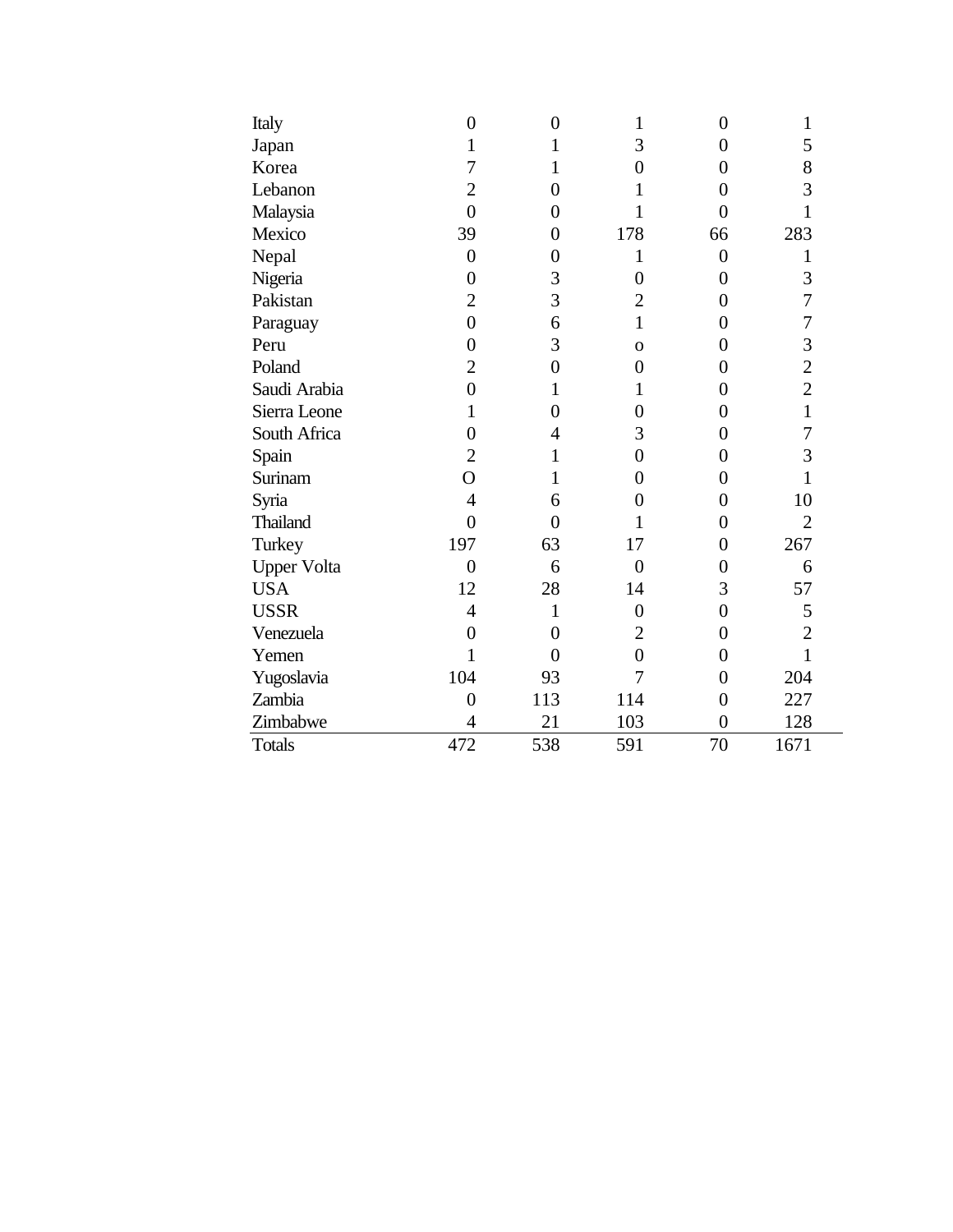| | | | | | |
|---|---|---|---|---|---|
| Italy | 0 | 0 | 1 | 0 | 1 |
| Japan | 1 | 1 | 3 | 0 | 5 |
| Korea | 7 | 1 | 0 | 0 | 8 |
| Lebanon | 2 | 0 | 1 | 0 | 3 |
| Malaysia | 0 | 0 | 1 | 0 | 1 |
| Mexico | 39 | 0 | 178 | 66 | 283 |
| Nepal | 0 | 0 | 1 | 0 | 1 |
| Nigeria | 0 | 3 | 0 | 0 | 3 |
| Pakistan | 2 | 3 | 2 | 0 | 7 |
| Paraguay | 0 | 6 | 1 | 0 | 7 |
| Peru | 0 | 3 | o | 0 | 3 |
| Poland | 2 | 0 | 0 | 0 | 2 |
| Saudi Arabia | 0 | 1 | 1 | 0 | 2 |
| Sierra Leone | 1 | 0 | 0 | 0 | 1 |
| South Africa | 0 | 4 | 3 | 0 | 7 |
| Spain | 2 | 1 | 0 | 0 | 3 |
| Surinam | O | 1 | 0 | 0 | 1 |
| Syria | 4 | 6 | 0 | 0 | 10 |
| Thailand | 0 | 0 | 1 | 0 | 2 |
| Turkey | 197 | 63 | 17 | 0 | 267 |
| Upper Volta | 0 | 6 | 0 | 0 | 6 |
| USA | 12 | 28 | 14 | 3 | 57 |
| USSR | 4 | 1 | 0 | 0 | 5 |
| Venezuela | 0 | 0 | 2 | 0 | 2 |
| Yemen | 1 | 0 | 0 | 0 | 1 |
| Yugoslavia | 104 | 93 | 7 | 0 | 204 |
| Zambia | 0 | 113 | 114 | 0 | 227 |
| Zimbabwe | 4 | 21 | 103 | 0 | 128 |
| Totals | 472 | 538 | 591 | 70 | 1671 |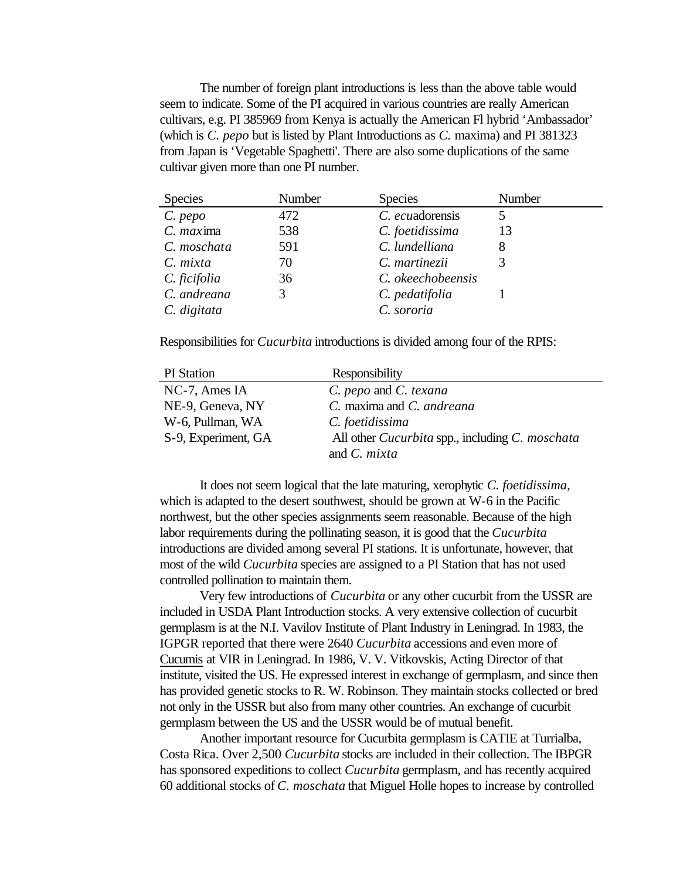The number of foreign plant introductions is less than the above table would seem to indicate. Some of the PI acquired in various countries are really American cultivars, e.g. PI 385969 from Kenya is actually the American Fl hybrid 'Ambassador' (which is *C. pepo* but is listed by Plant Introductions as *C.* maxima) and PI 381323 from Japan is 'Vegetable Spaghetti'. There are also some duplications of the same cultivar given more than one PI number.

| Species | Number | Species | Number |
|---|---|---|---|
| *C. pepo* | 472 | *C. ecu*adorensis | 5 |
| *C. max*ima | 538 | *C. foetidissima* | 13 |
| *C. moschata* | 591 | *C. lundelliana* | 8 |
| *C. mixta* | 70 | *C. martinezii* | 3 |
| *C. ficifolia* | 36 | *C. okeechobeensis* | |
| *C. andreana* | 3 | *C. pedatifolia* | 1 |
| *C. digitata* | | *C. sororia* | |

Responsibilities for *Cucurbita* introductions is divided among four of the RPIS:

| PI Station | Responsibility |
|---|---|
| NC-7, Ames IA | *C. pepo* and *C. texana* |
| NE-9, Geneva, NY | *C.* maxima and *C. andreana* |
| W-6, Pullman, WA | *C. foetidissima* |
| S-9, Experiment, GA | All other *Cucurbita* spp., including *C. moschata* and *C. mixta* |

It does not seem logical that the late maturing, xerophytic *C. foetidissima*, which is adapted to the desert southwest, should be grown at W-6 in the Pacific northwest, but the other species assignments seem reasonable. Because of the high labor requirements during the pollinating season, it is good that the *Cucurbita* introductions are divided among several PI stations. It is unfortunate, however, that most of the wild *Cucurbita* species are assigned to a PI Station that has not used controlled pollination to maintain them.

Very few introductions of *Cucurbita* or any other cucurbit from the USSR are included in USDA Plant Introduction stocks. A very extensive collection of cucurbit germplasm is at the N.I. Vavilov Institute of Plant Industry in Leningrad. In 1983, the IGPGR reported that there were 2640 *Cucurbita* accessions and even more of Cucumis at VIR in Leningrad. In 1986, V. V. Vitkovskis, Acting Director of that institute, visited the US. He expressed interest in exchange of germplasm, and since then has provided genetic stocks to R. W. Robinson. They maintain stocks collected or bred not only in the USSR but also from many other countries. An exchange of cucurbit germplasm between the US and the USSR would be of mutual benefit.

Another important resource for Cucurbita germplasm is CATIE at Turrialba, Costa Rica. Over 2,500 *Cucurbita* stocks are included in their collection. The IBPGR has sponsored expeditions to collect *Cucurbita* germplasm, and has recently acquired 60 additional stocks of *C. moschata* that Miguel Holle hopes to increase by controlled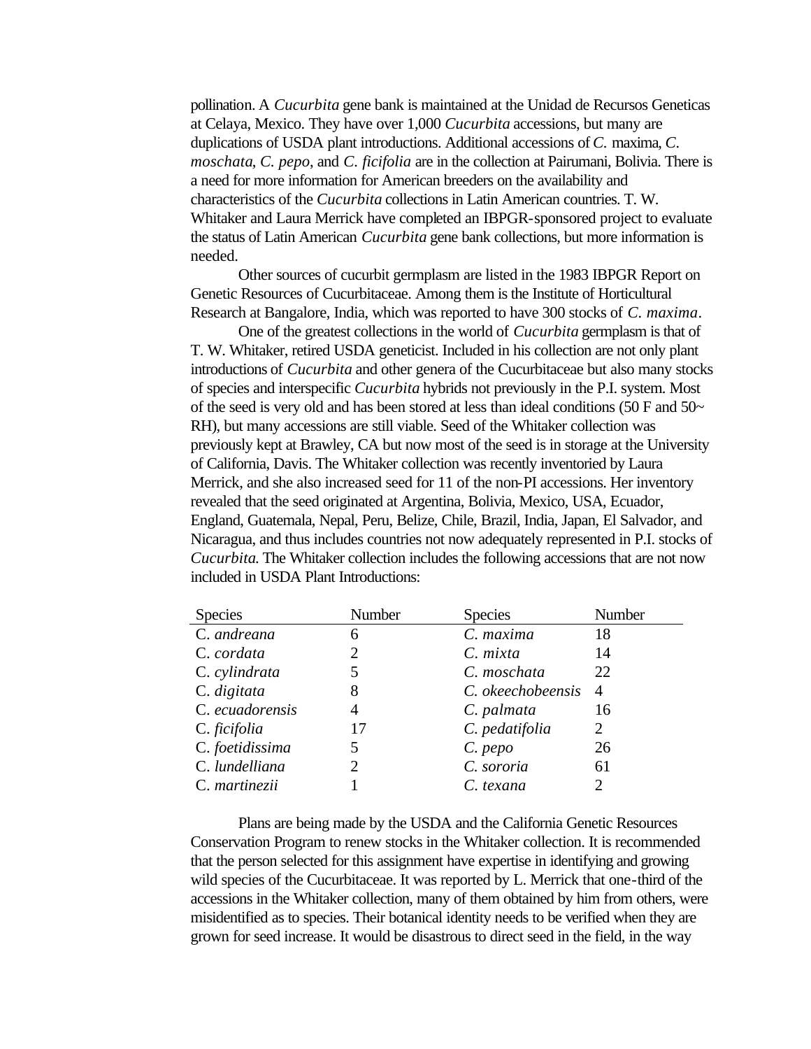pollination. A *Cucurbita* gene bank is maintained at the Unidad de Recursos Geneticas at Celaya, Mexico. They have over 1,000 *Cucurbita* accessions, but many are duplications of USDA plant introductions. Additional accessions of *C.* maxima, *C. moschata*, *C. pepo*, and *C. ficifolia* are in the collection at Pairumani, Bolivia. There is a need for more information for American breeders on the availability and characteristics of the *Cucurbita* collections in Latin American countries. T. W. Whitaker and Laura Merrick have completed an IBPGR-sponsored project to evaluate the status of Latin American *Cucurbita* gene bank collections, but more information is needed.

Other sources of cucurbit germplasm are listed in the 1983 IBPGR Report on Genetic Resources of Cucurbitaceae. Among them is the Institute of Horticultural Research at Bangalore, India, which was reported to have 300 stocks of *C. maxima*.

One of the greatest collections in the world of *Cucurbita* germplasm is that of T. W. Whitaker, retired USDA geneticist. Included in his collection are not only plant introductions of *Cucurbita* and other genera of the Cucurbitaceae but also many stocks of species and interspecific *Cucurbita* hybrids not previously in the P.I. system. Most of the seed is very old and has been stored at less than ideal conditions (50 F and 50~ RH), but many accessions are still viable. Seed of the Whitaker collection was previously kept at Brawley, CA but now most of the seed is in storage at the University of California, Davis. The Whitaker collection was recently inventoried by Laura Merrick, and she also increased seed for 11 of the non-PI accessions. Her inventory revealed that the seed originated at Argentina, Bolivia, Mexico, USA, Ecuador, England, Guatemala, Nepal, Peru, Belize, Chile, Brazil, India, Japan, El Salvador, and Nicaragua, and thus includes countries not now adequately represented in P.I. stocks of *Cucurbita*. The Whitaker collection includes the following accessions that are not now included in USDA Plant Introductions:

| Species | Number | Species | Number |
|---|---|---|---|
| C. *andreana* | 6 | *C. maxima* | 18 |
| C. *cordata* | 2 | *C. mixta* | 14 |
| C. *cylindrata* | 5 | *C. moschata* | 22 |
| C. *digitata* | 8 | *C. okeechobeensis* | 4 |
| C. *ecuadorensis* | 4 | *C. palmata* | 16 |
| C. *ficifolia* | 17 | *C. pedatifolia* | 2 |
| C. *foetidissima* | 5 | *C. pepo* | 26 |
| C. *lundelliana* | 2 | *C. sororia* | 61 |
| C. *martinezii* | 1 | *C. texana* | 2 |

Plans are being made by the USDA and the California Genetic Resources Conservation Program to renew stocks in the Whitaker collection. It is recommended that the person selected for this assignment have expertise in identifying and growing wild species of the Cucurbitaceae. It was reported by L. Merrick that one-third of the accessions in the Whitaker collection, many of them obtained by him from others, were misidentified as to species. Their botanical identity needs to be verified when they are grown for seed increase. It would be disastrous to direct seed in the field, in the way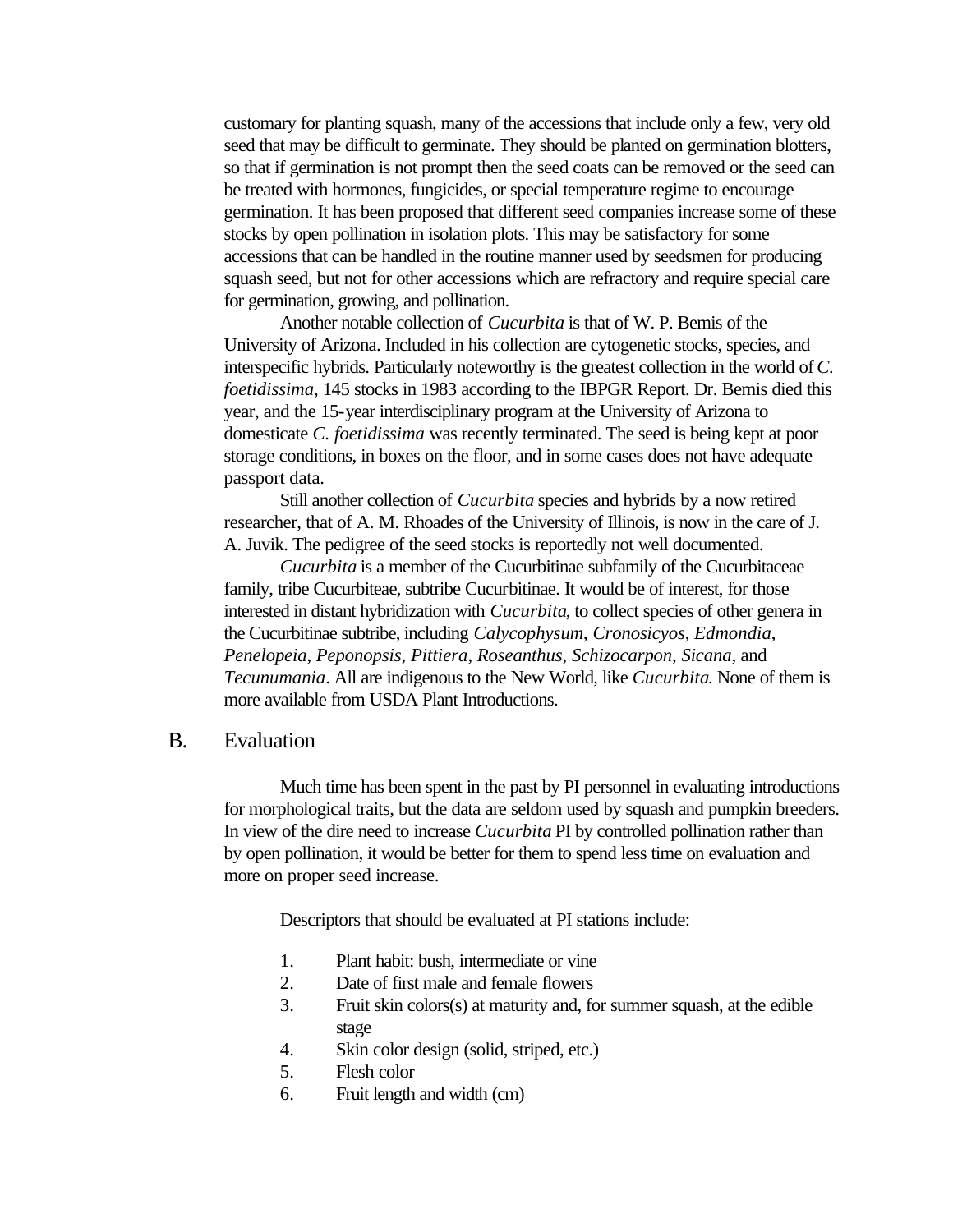customary for planting squash, many of the accessions that include only a few, very old seed that may be difficult to germinate. They should be planted on germination blotters, so that if germination is not prompt then the seed coats can be removed or the seed can be treated with hormones, fungicides, or special temperature regime to encourage germination. It has been proposed that different seed companies increase some of these stocks by open pollination in isolation plots. This may be satisfactory for some accessions that can be handled in the routine manner used by seedsmen for producing squash seed, but not for other accessions which are refractory and require special care for germination, growing, and pollination.

Another notable collection of *Cucurbita* is that of W. P. Bemis of the University of Arizona. Included in his collection are cytogenetic stocks, species, and interspecific hybrids. Particularly noteworthy is the greatest collection in the world of *C. foetidissima*, 145 stocks in 1983 according to the IBPGR Report. Dr. Bemis died this year, and the 15-year interdisciplinary program at the University of Arizona to domesticate *C. foetidissima* was recently terminated. The seed is being kept at poor storage conditions, in boxes on the floor, and in some cases does not have adequate passport data.

Still another collection of *Cucurbita* species and hybrids by a now retired researcher, that of A. M. Rhoades of the University of Illinois, is now in the care of J. A. Juvik. The pedigree of the seed stocks is reportedly not well documented.

*Cucurbita* is a member of the Cucurbitinae subfamily of the Cucurbitaceae family, tribe Cucurbiteae, subtribe Cucurbitinae. It would be of interest, for those interested in distant hybridization with *Cucurbita*, to collect species of other genera in the Cucurbitinae subtribe, including *Calycophysum*, *Cronosicyos*, *Edmondia*, *Penelopeia*, *Peponopsis*, *Pittiera*, *Roseanthus*, *Schizocarpon*, *Sicana*, and *Tecunumania*. All are indigenous to the New World, like *Cucurbita*. None of them is more available from USDA Plant Introductions.

## B. Evaluation

Much time has been spent in the past by PI personnel in evaluating introductions for morphological traits, but the data are seldom used by squash and pumpkin breeders. In view of the dire need to increase *Cucurbita* PI by controlled pollination rather than by open pollination, it would be better for them to spend less time on evaluation and more on proper seed increase.

Descriptors that should be evaluated at PI stations include:

1. Plant habit: bush, intermediate or vine
2. Date of first male and female flowers
3. Fruit skin colors(s) at maturity and, for summer squash, at the edible stage
4. Skin color design (solid, striped, etc.)
5. Flesh color
6. Fruit length and width (cm)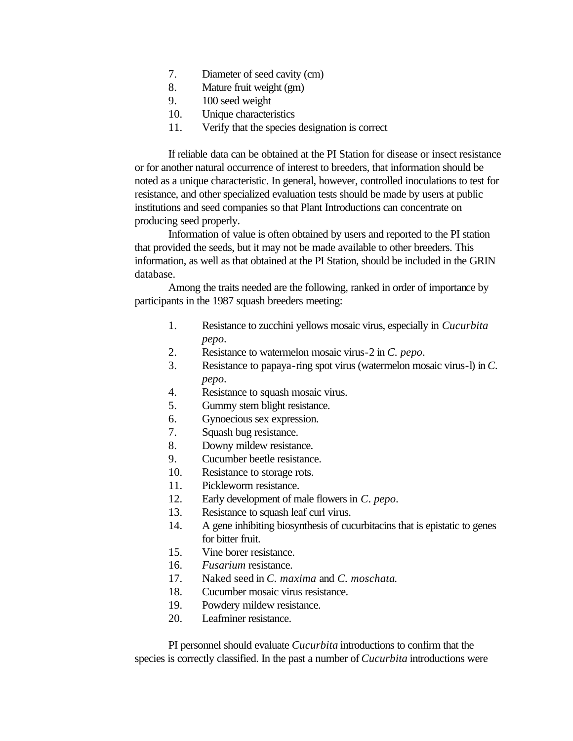7. Diameter of seed cavity (cm)
8. Mature fruit weight (gm)
9. 100 seed weight
10. Unique characteristics
11. Verify that the species designation is correct

If reliable data can be obtained at the PI Station for disease or insect resistance or for another natural occurrence of interest to breeders, that information should be noted as a unique characteristic. In general, however, controlled inoculations to test for resistance, and other specialized evaluation tests should be made by users at public institutions and seed companies so that Plant Introductions can concentrate on producing seed properly.

Information of value is often obtained by users and reported to the PI station that provided the seeds, but it may not be made available to other breeders. This information, as well as that obtained at the PI Station, should be included in the GRIN database.

Among the traits needed are the following, ranked in order of importance by participants in the 1987 squash breeders meeting:

1. Resistance to zucchini yellows mosaic virus, especially in *Cucurbita pepo*.
2. Resistance to watermelon mosaic virus-2 in *C. pepo*.
3. Resistance to papaya-ring spot virus (watermelon mosaic virus-l) in *C. pepo*.
4. Resistance to squash mosaic virus.
5. Gummy stem blight resistance.
6. Gynoecious sex expression.
7. Squash bug resistance.
8. Downy mildew resistance.
9. Cucumber beetle resistance.
10. Resistance to storage rots.
11. Pickleworm resistance.
12. Early development of male flowers in *C. pepo*.
13. Resistance to squash leaf curl virus.
14. A gene inhibiting biosynthesis of cucurbitacins that is epistatic to genes for bitter fruit.
15. Vine borer resistance.
16. *Fusarium* resistance.
17. Naked seed in *C. maxima* and *C. moschata.*
18. Cucumber mosaic virus resistance.
19. Powdery mildew resistance.
20. Leafminer resistance.

PI personnel should evaluate *Cucurbita* introductions to confirm that the species is correctly classified. In the past a number of *Cucurbita* introductions were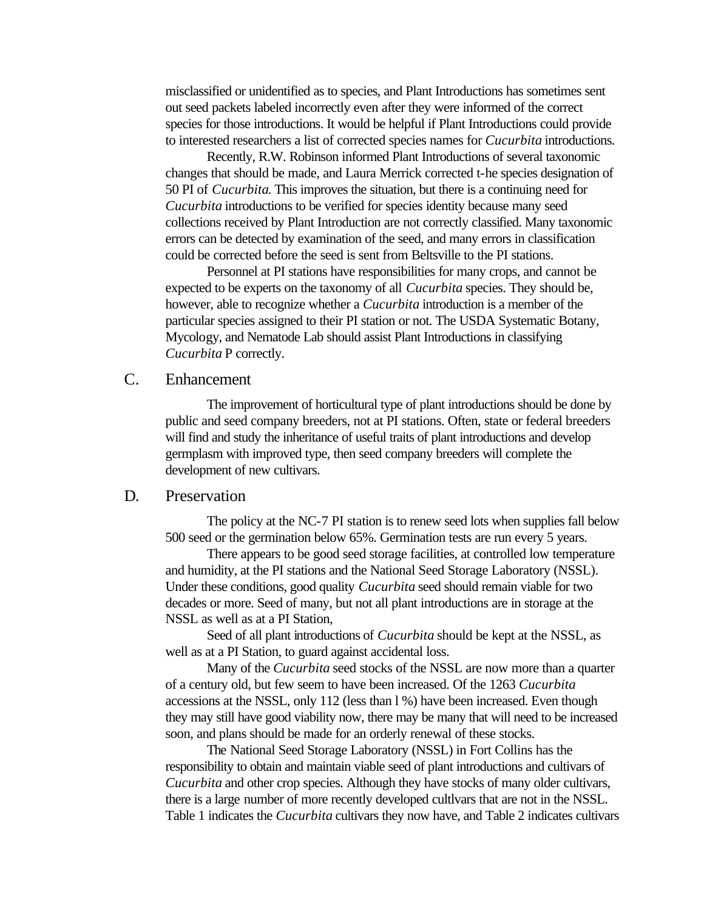misclassified or unidentified as to species, and Plant Introductions has sometimes sent out seed packets labeled incorrectly even after they were informed of the correct species for those introductions. It would be helpful if Plant Introductions could provide to interested researchers a list of corrected species names for *Cucurbita* introductions.

Recently, R.W. Robinson informed Plant Introductions of several taxonomic changes that should be made, and Laura Merrick corrected t-he species designation of 50 PI of *Cucurbita.* This improves the situation, but there is a continuing need for *Cucurbita* introductions to be verified for species identity because many seed collections received by Plant Introduction are not correctly classified. Many taxonomic errors can be detected by examination of the seed, and many errors in classification could be corrected before the seed is sent from Beltsville to the PI stations.

Personnel at PI stations have responsibilities for many crops, and cannot be expected to be experts on the taxonomy of all *Cucurbita* species. They should be, however, able to recognize whether a *Cucurbita* introduction is a member of the particular species assigned to their PI station or not. The USDA Systematic Botany, Mycology, and Nematode Lab should assist Plant Introductions in classifying *Cucurbita* P correctly.

## C. Enhancement

The improvement of horticultural type of plant introductions should be done by public and seed company breeders, not at PI stations. Often, state or federal breeders will find and study the inheritance of useful traits of plant introductions and develop germplasm with improved type, then seed company breeders will complete the development of new cultivars.

## D. Preservation

The policy at the NC-7 PI station is to renew seed lots when supplies fall below 500 seed or the germination below 65%. Germination tests are run every 5 years.

There appears to be good seed storage facilities, at controlled low temperature and humidity, at the PI stations and the National Seed Storage Laboratory (NSSL). Under these conditions, good quality *Cucurbita* seed should remain viable for two decades or more. Seed of many, but not all plant introductions are in storage at the NSSL as well as at a PI Station,

Seed of all plant introductions of *Cucurbita* should be kept at the NSSL, as well as at a PI Station, to guard against accidental loss.

Many of the *Cucurbita* seed stocks of the NSSL are now more than a quarter of a century old, but few seem to have been increased. Of the 1263 *Cucurbita* accessions at the NSSL, only 112 (less than l %) have been increased. Even though they may still have good viability now, there may be many that will need to be increased soon, and plans should be made for an orderly renewal of these stocks.

The National Seed Storage Laboratory (NSSL) in Fort Collins has the responsibility to obtain and maintain viable seed of plant introductions and cultivars of *Cucurbita* and other crop species. Although they have stocks of many older cultivars, there is a large number of more recently developed cultlvars that are not in the NSSL. Table 1 indicates the *Cucurbita* cultivars they now have, and Table 2 indicates cultivars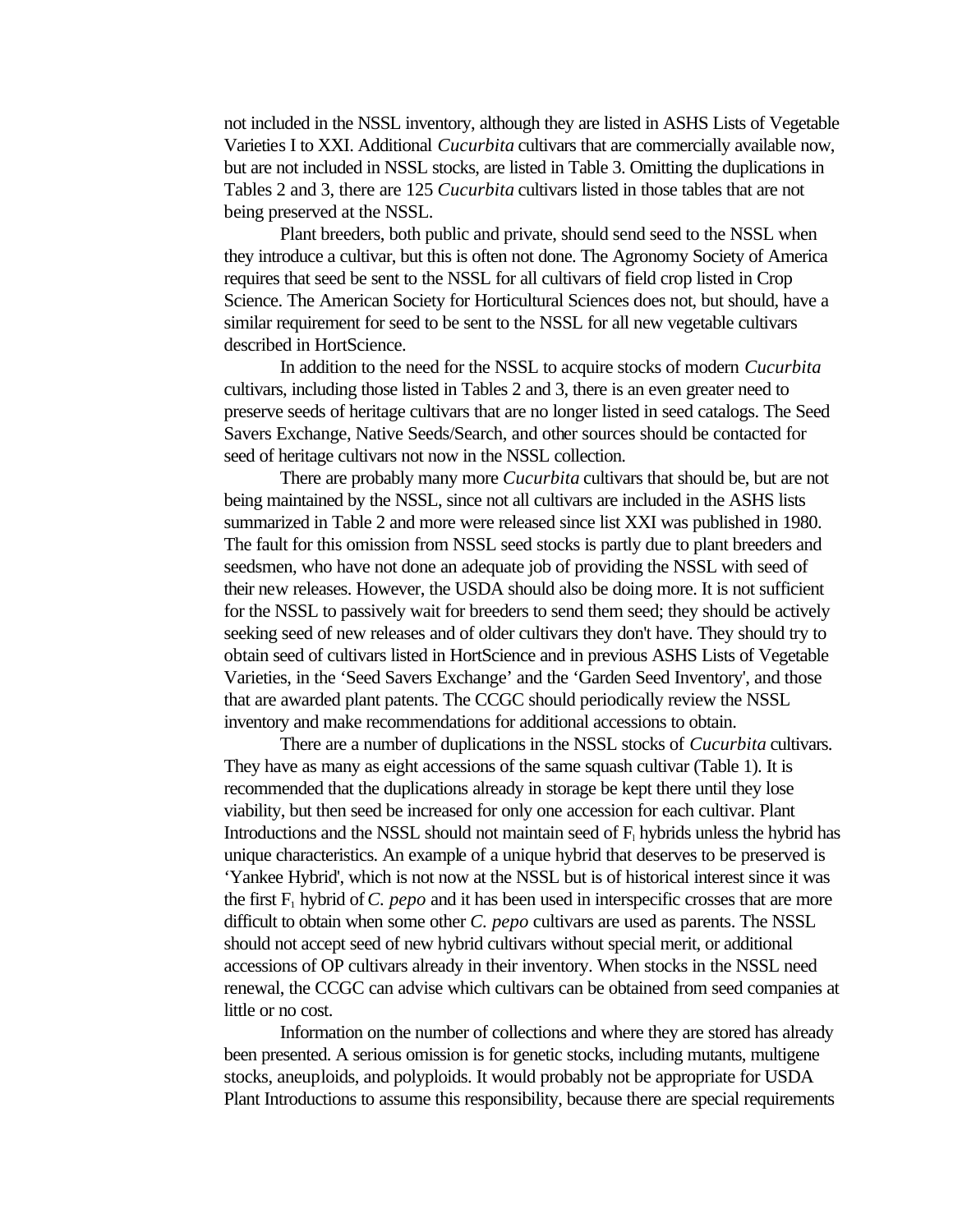not included in the NSSL inventory, although they are listed in ASHS Lists of Vegetable Varieties I to XXI. Additional *Cucurbita* cultivars that are commercially available now, but are not included in NSSL stocks, are listed in Table 3. Omitting the duplications in Tables 2 and 3, there are 125 *Cucurbita* cultivars listed in those tables that are not being preserved at the NSSL.

Plant breeders, both public and private, should send seed to the NSSL when they introduce a cultivar, but this is often not done. The Agronomy Society of America requires that seed be sent to the NSSL for all cultivars of field crop listed in Crop Science. The American Society for Horticultural Sciences does not, but should, have a similar requirement for seed to be sent to the NSSL for all new vegetable cultivars described in HortScience.

In addition to the need for the NSSL to acquire stocks of modern *Cucurbita* cultivars, including those listed in Tables 2 and 3, there is an even greater need to preserve seeds of heritage cultivars that are no longer listed in seed catalogs. The Seed Savers Exchange, Native Seeds/Search, and other sources should be contacted for seed of heritage cultivars not now in the NSSL collection.

There are probably many more *Cucurbita* cultivars that should be, but are not being maintained by the NSSL, since not all cultivars are included in the ASHS lists summarized in Table 2 and more were released since list XXI was published in 1980. The fault for this omission from NSSL seed stocks is partly due to plant breeders and seedsmen, who have not done an adequate job of providing the NSSL with seed of their new releases. However, the USDA should also be doing more. It is not sufficient for the NSSL to passively wait for breeders to send them seed; they should be actively seeking seed of new releases and of older cultivars they don't have. They should try to obtain seed of cultivars listed in HortScience and in previous ASHS Lists of Vegetable Varieties, in the 'Seed Savers Exchange' and the 'Garden Seed Inventory', and those that are awarded plant patents. The CCGC should periodically review the NSSL inventory and make recommendations for additional accessions to obtain.

There are a number of duplications in the NSSL stocks of *Cucurbita* cultivars. They have as many as eight accessions of the same squash cultivar (Table 1). It is recommended that the duplications already in storage be kept there until they lose viability, but then seed be increased for only one accession for each cultivar. Plant Introductions and the NSSL should not maintain seed of $F_1$ hybrids unless the hybrid has unique characteristics. An example of a unique hybrid that deserves to be preserved is 'Yankee Hybrid', which is not now at the NSSL but is of historical interest since it was the first $F_1$ hybrid of *C. pepo* and it has been used in interspecific crosses that are more difficult to obtain when some other *C. pepo* cultivars are used as parents. The NSSL should not accept seed of new hybrid cultivars without special merit, or additional accessions of OP cultivars already in their inventory. When stocks in the NSSL need renewal, the CCGC can advise which cultivars can be obtained from seed companies at little or no cost.

Information on the number of collections and where they are stored has already been presented. A serious omission is for genetic stocks, including mutants, multigene stocks, aneuploids, and polyploids. It would probably not be appropriate for USDA Plant Introductions to assume this responsibility, because there are special requirements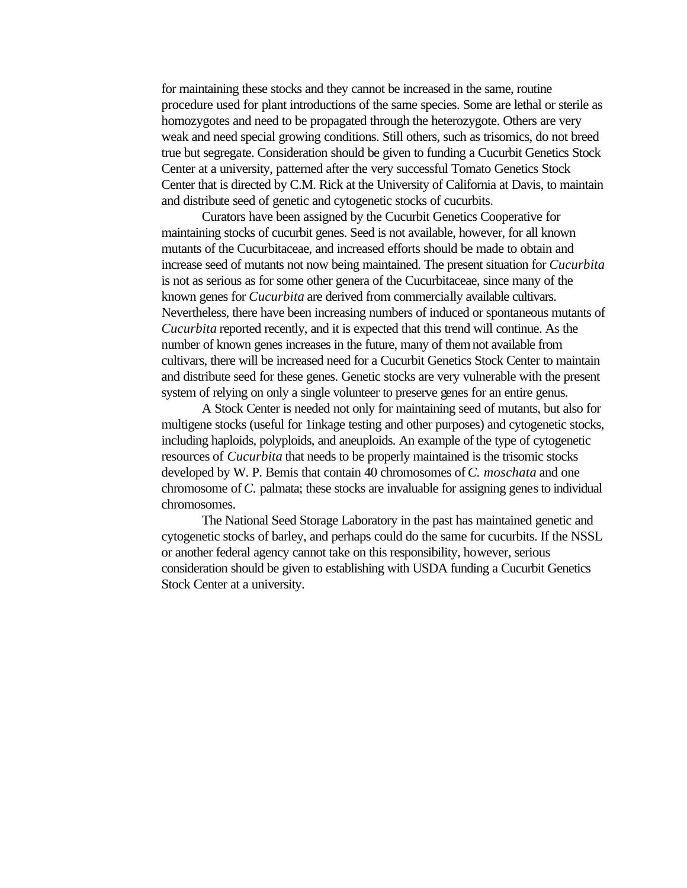for maintaining these stocks and they cannot be increased in the same, routine procedure used for plant introductions of the same species. Some are lethal or sterile as homozygotes and need to be propagated through the heterozygote. Others are very weak and need special growing conditions. Still others, such as trisomics, do not breed true but segregate. Consideration should be given to funding a Cucurbit Genetics Stock Center at a university, patterned after the very successful Tomato Genetics Stock Center that is directed by C.M. Rick at the University of California at Davis, to maintain and distribute seed of genetic and cytogenetic stocks of cucurbits.

Curators have been assigned by the Cucurbit Genetics Cooperative for maintaining stocks of cucurbit genes. Seed is not available, however, for all known mutants of the Cucurbitaceae, and increased efforts should be made to obtain and increase seed of mutants not now being maintained. The present situation for *Cucurbita* is not as serious as for some other genera of the Cucurbitaceae, since many of the known genes for *Cucurbita* are derived from commercially available cultivars. Nevertheless, there have been increasing numbers of induced or spontaneous mutants of *Cucurbita* reported recently, and it is expected that this trend will continue. As the number of known genes increases in the future, many of them not available from cultivars, there will be increased need for a Cucurbit Genetics Stock Center to maintain and distribute seed for these genes. Genetic stocks are very vulnerable with the present system of relying on only a single volunteer to preserve genes for an entire genus.

A Stock Center is needed not only for maintaining seed of mutants, but also for multigene stocks (useful for 1inkage testing and other purposes) and cytogenetic stocks, including haploids, polyploids, and aneuploids. An example of the type of cytogenetic resources of *Cucurbita* that needs to be properly maintained is the trisomic stocks developed by W. P. Bemis that contain 40 chromosomes of *C. moschata* and one chromosome of *C.* palmata; these stocks are invaluable for assigning genes to individual chromosomes.

The National Seed Storage Laboratory in the past has maintained genetic and cytogenetic stocks of barley, and perhaps could do the same for cucurbits. If the NSSL or another federal agency cannot take on this responsibility, however, serious consideration should be given to establishing with USDA funding a Cucurbit Genetics Stock Center at a university.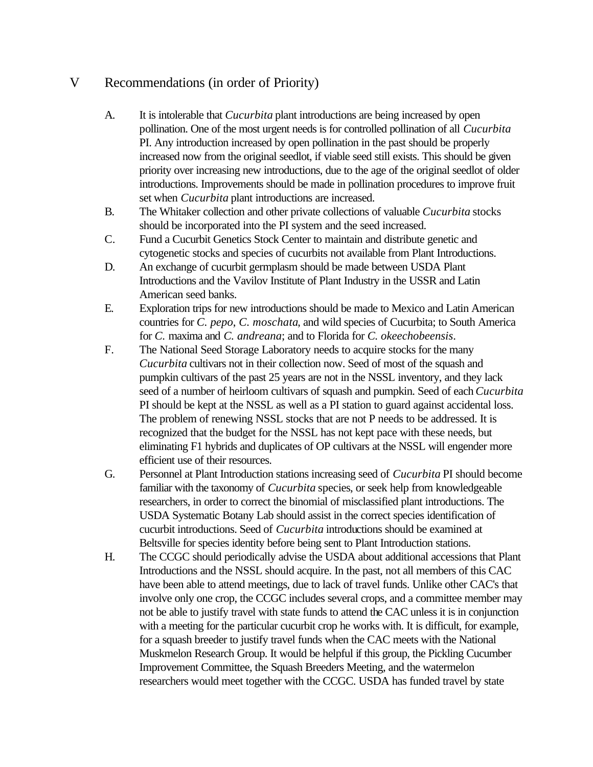## V Recommendations (in order of Priority)

A. It is intolerable that *Cucurbita* plant introductions are being increased by open pollination. One of the most urgent needs is for controlled pollination of all *Cucurbita* PI. Any introduction increased by open pollination in the past should be properly increased now from the original seedlot, if viable seed still exists. This should be given priority over increasing new introductions, due to the age of the original seedlot of older introductions. Improvements should be made in pollination procedures to improve fruit set when *Cucurbita* plant introductions are increased.

B. The Whitaker collection and other private collections of valuable *Cucurbita* stocks should be incorporated into the PI system and the seed increased.

C. Fund a Cucurbit Genetics Stock Center to maintain and distribute genetic and cytogenetic stocks and species of cucurbits not available from Plant Introductions.

D. An exchange of cucurbit germplasm should be made between USDA Plant Introductions and the Vavilov Institute of Plant Industry in the USSR and Latin American seed banks.

E. Exploration trips for new introductions should be made to Mexico and Latin American countries for *C. pepo*, *C. moschata*, and wild species of Cucurbita; to South America for *C.* maxima and *C. andreana*; and to Florida for *C. okeechobeensis*.

F. The National Seed Storage Laboratory needs to acquire stocks for the many *Cucurbita* cultivars not in their collection now. Seed of most of the squash and pumpkin cultivars of the past 25 years are not in the NSSL inventory, and they lack seed of a number of heirloom cultivars of squash and pumpkin. Seed of each *Cucurbita* PI should be kept at the NSSL as well as a PI station to guard against accidental loss. The problem of renewing NSSL stocks that are not P needs to be addressed. It is recognized that the budget for the NSSL has not kept pace with these needs, but eliminating F1 hybrids and duplicates of OP cultivars at the NSSL will engender more efficient use of their resources.

G. Personnel at Plant Introduction stations increasing seed of *Cucurbita* PI should become familiar with the taxonomy of *Cucurbita* species, or seek help from knowledgeable researchers, in order to correct the binomial of misclassified plant introductions. The USDA Systematic Botany Lab should assist in the correct species identification of cucurbit introductions. Seed of *Cucurbita* introductions should be examined at Beltsville for species identity before being sent to Plant Introduction stations.

H. The CCGC should periodically advise the USDA about additional accessions that Plant Introductions and the NSSL should acquire. In the past, not all members of this CAC have been able to attend meetings, due to lack of travel funds. Unlike other CAC's that involve only one crop, the CCGC includes several crops, and a committee member may not be able to justify travel with state funds to attend the CAC unless it is in conjunction with a meeting for the particular cucurbit crop he works with. It is difficult, for example, for a squash breeder to justify travel funds when the CAC meets with the National Muskmelon Research Group. It would be helpful if this group, the Pickling Cucumber Improvement Committee, the Squash Breeders Meeting, and the watermelon researchers would meet together with the CCGC. USDA has funded travel by state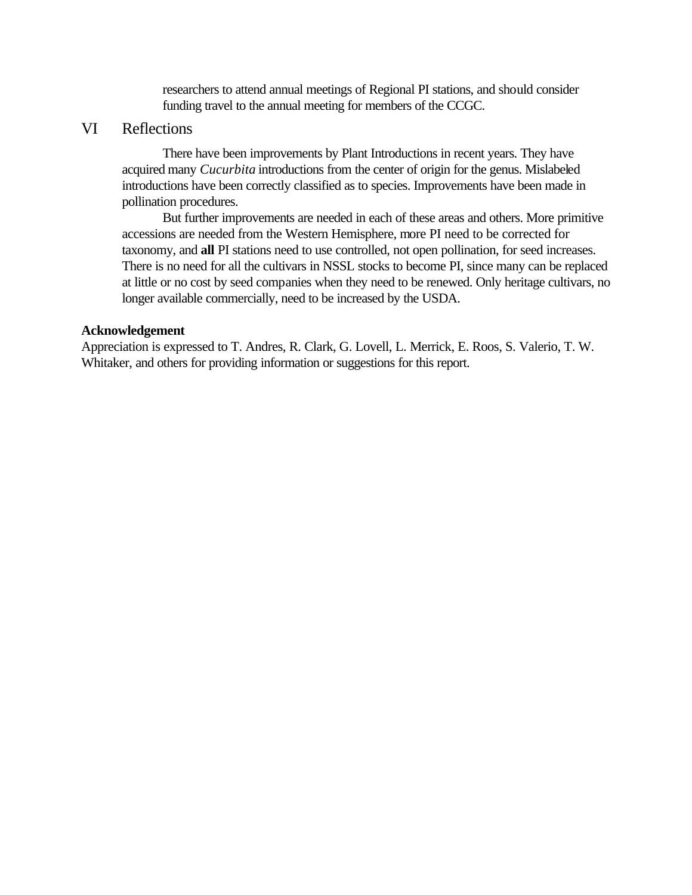researchers to attend annual meetings of Regional PI stations, and should consider funding travel to the annual meeting for members of the CCGC.

## VI Reflections

There have been improvements by Plant Introductions in recent years. They have acquired many *Cucurbita* introductions from the center of origin for the genus. Mislabeled introductions have been correctly classified as to species. Improvements have been made in pollination procedures.

But further improvements are needed in each of these areas and others. More primitive accessions are needed from the Western Hemisphere, more PI need to be corrected for taxonomy, and **all** PI stations need to use controlled, not open pollination, for seed increases. There is no need for all the cultivars in NSSL stocks to become PI, since many can be replaced at little or no cost by seed companies when they need to be renewed. Only heritage cultivars, no longer available commercially, need to be increased by the USDA.

**Acknowledgement**

Appreciation is expressed to T. Andres, R. Clark, G. Lovell, L. Merrick, E. Roos, S. Valerio, T. W. Whitaker, and others for providing information or suggestions for this report.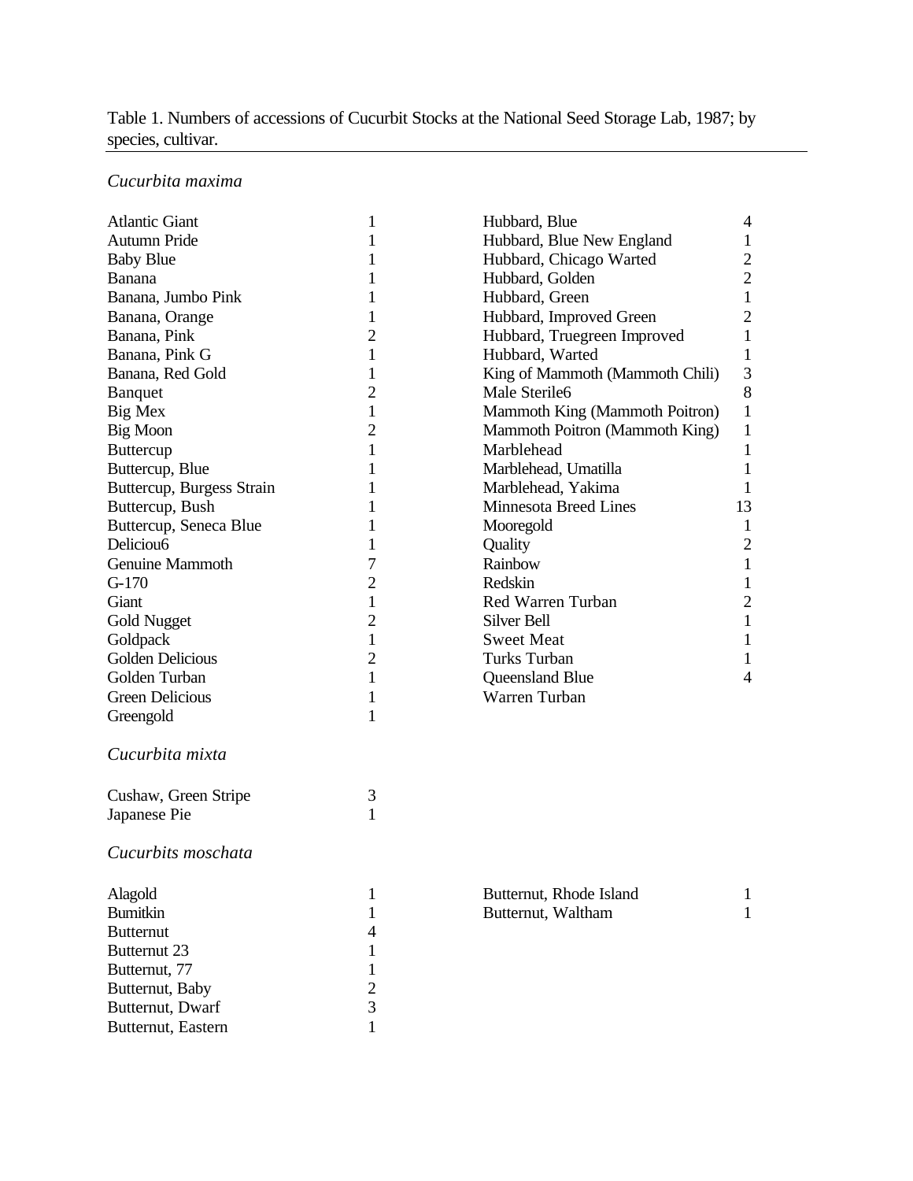Table 1. Numbers of accessions of Cucurbit Stocks at the National Seed Storage Lab, 1987; by species, cultivar.

*Cucurbita maxima*

| Cultivar | No. | Cultivar | No. |
|---|---|---|---|
| Atlantic Giant | 1 | Hubbard, Blue | 4 |
| Autumn Pride | 1 | Hubbard, Blue New England | 1 |
| Baby Blue | 1 | Hubbard, Chicago Warted | 2 |
| Banana | 1 | Hubbard, Golden | 2 |
| Banana, Jumbo Pink | 1 | Hubbard, Green | 1 |
| Banana, Orange | 1 | Hubbard, Improved Green | 2 |
| Banana, Pink | 2 | Hubbard, Truegreen Improved | 1 |
| Banana, Pink G | 1 | Hubbard, Warted | 1 |
| Banana, Red Gold | 1 | King of Mammoth (Mammoth Chili) | 3 |
| Banquet | 2 | Male Sterile6 | 8 |
| Big Mex | 1 | Mammoth King (Mammoth Poitron) | 1 |
| Big Moon | 2 | Mammoth Poitron (Mammoth King) | 1 |
| Buttercup | 1 | Marblehead | 1 |
| Buttercup, Blue | 1 | Marblehead, Umatilla | 1 |
| Buttercup, Burgess Strain | 1 | Marblehead, Yakima | 1 |
| Buttercup, Bush | 1 | Minnesota Breed Lines | 13 |
| Buttercup, Seneca Blue | 1 | Mooregold | 1 |
| Deliciou6 | 1 | Quality | 2 |
| Genuine Mammoth | 7 | Rainbow | 1 |
| G-170 | 2 | Redskin | 1 |
| Giant | 1 | Red Warren Turban | 2 |
| Gold Nugget | 2 | Silver Bell | 1 |
| Goldpack | 1 | Sweet Meat | 1 |
| Golden Delicious | 2 | Turks Turban | 1 |
| Golden Turban | 1 | Queensland Blue | 4 |
| Green Delicious | 1 | Warren Turban | |
| Greengold | 1 | | |

*Cucurbita mixta*

| Cultivar | No. |
|---|---|
| Cushaw, Green Stripe | 3 |
| Japanese Pie | 1 |

*Cucurbits moschata*

| Cultivar | No. | Cultivar | No. |
|---|---|---|---|
| Alagold | 1 | Butternut, Rhode Island | 1 |
| Bumitkin | 1 | Butternut, Waltham | 1 |
| Butternut | 4 | | |
| Butternut 23 | 1 | | |
| Butternut, 77 | 1 | | |
| Butternut, Baby | 2 | | |
| Butternut, Dwarf | 3 | | |
| Butternut, Eastern | 1 | | |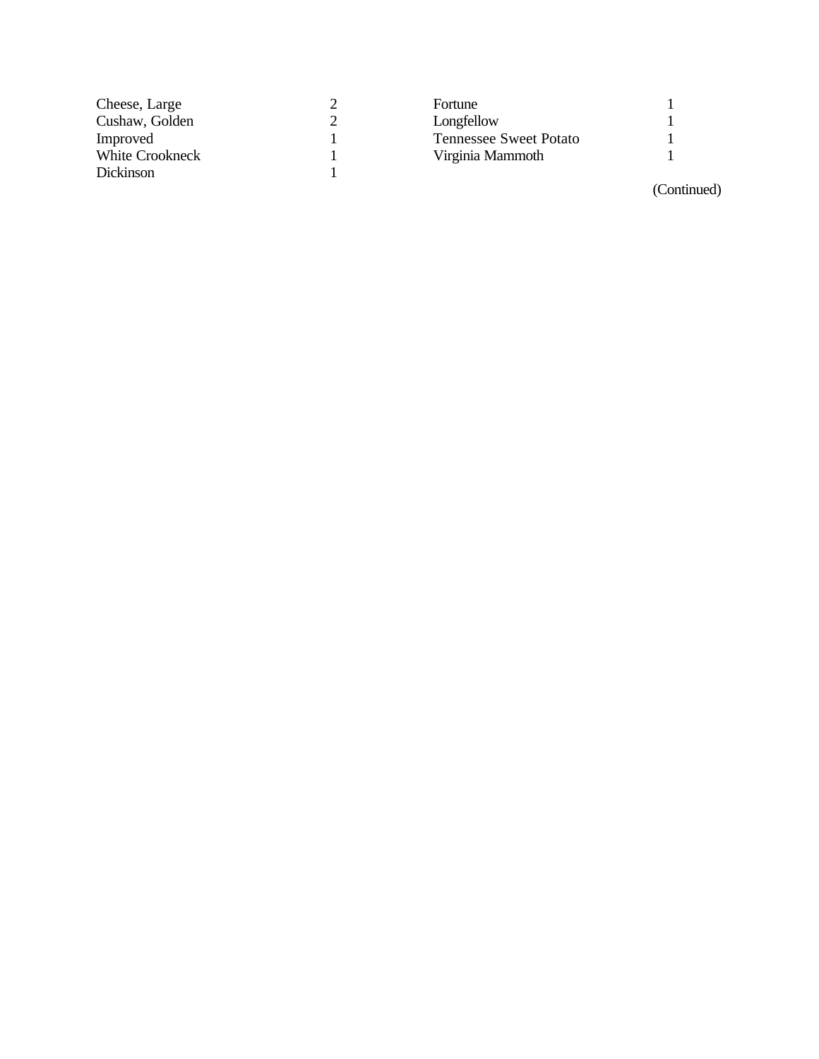| | | | |
|---|---|---|---|
| Cheese, Large | 2 | Fortune | 1 |
| Cushaw, Golden | 2 | Longfellow | 1 |
| Improved | 1 | Tennessee Sweet Potato | 1 |
| White Crookneck | 1 | Virginia Mammoth | 1 |
| Dickinson | 1 | | |

(Continued)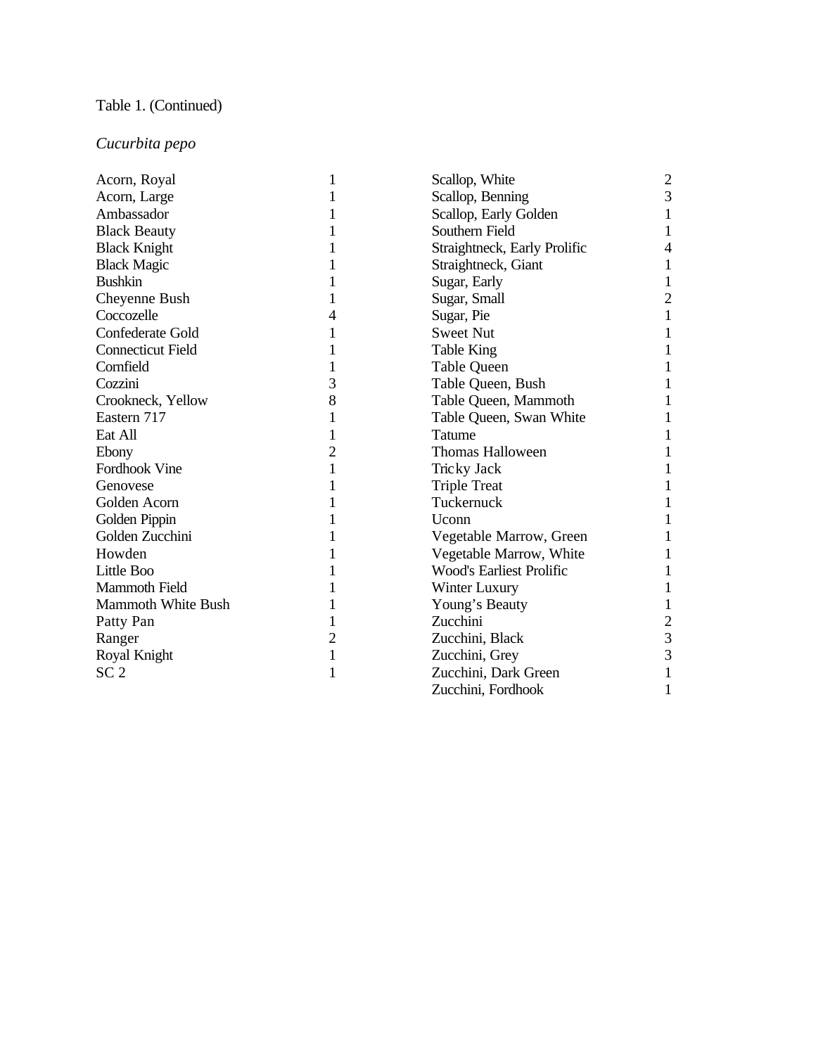Table 1. (Continued)

*Cucurbita pepo*

| Cultivar | Number |
|---|---|
| Acorn, Royal | 1 |
| Acorn, Large | 1 |
| Ambassador | 1 |
| Black Beauty | 1 |
| Black Knight | 1 |
| Black Magic | 1 |
| Bushkin | 1 |
| Cheyenne Bush | 1 |
| Coccozelle | 4 |
| Confederate Gold | 1 |
| Connecticut Field | 1 |
| Cornfield | 1 |
| Cozzini | 3 |
| Crookneck, Yellow | 8 |
| Eastern 717 | 1 |
| Eat All | 1 |
| Ebony | 2 |
| Fordhook Vine | 1 |
| Genovese | 1 |
| Golden Acorn | 1 |
| Golden Pippin | 1 |
| Golden Zucchini | 1 |
| Howden | 1 |
| Little Boo | 1 |
| Mammoth Field | 1 |
| Mammoth White Bush | 1 |
| Patty Pan | 1 |
| Ranger | 2 |
| Royal Knight | 1 |
| SC 2 | 1 |
| Scallop, White | 2 |
| Scallop, Benning | 3 |
| Scallop, Early Golden | 1 |
| Southern Field | 1 |
| Straightneck, Early Prolific | 4 |
| Straightneck, Giant | 1 |
| Sugar, Early | 1 |
| Sugar, Small | 2 |
| Sugar, Pie | 1 |
| Sweet Nut | 1 |
| Table King | 1 |
| Table Queen | 1 |
| Table Queen, Bush | 1 |
| Table Queen, Mammoth | 1 |
| Table Queen, Swan White | 1 |
| Tatume | 1 |
| Thomas Halloween | 1 |
| Tricky Jack | 1 |
| Triple Treat | 1 |
| Tuckernuck | 1 |
| Uconn | 1 |
| Vegetable Marrow, Green | 1 |
| Vegetable Marrow, White | 1 |
| Wood's Earliest Prolific | 1 |
| Winter Luxury | 1 |
| Young's Beauty | 1 |
| Zucchini | 2 |
| Zucchini, Black | 3 |
| Zucchini, Grey | 3 |
| Zucchini, Dark Green | 1 |
| Zucchini, Fordhook | 1 |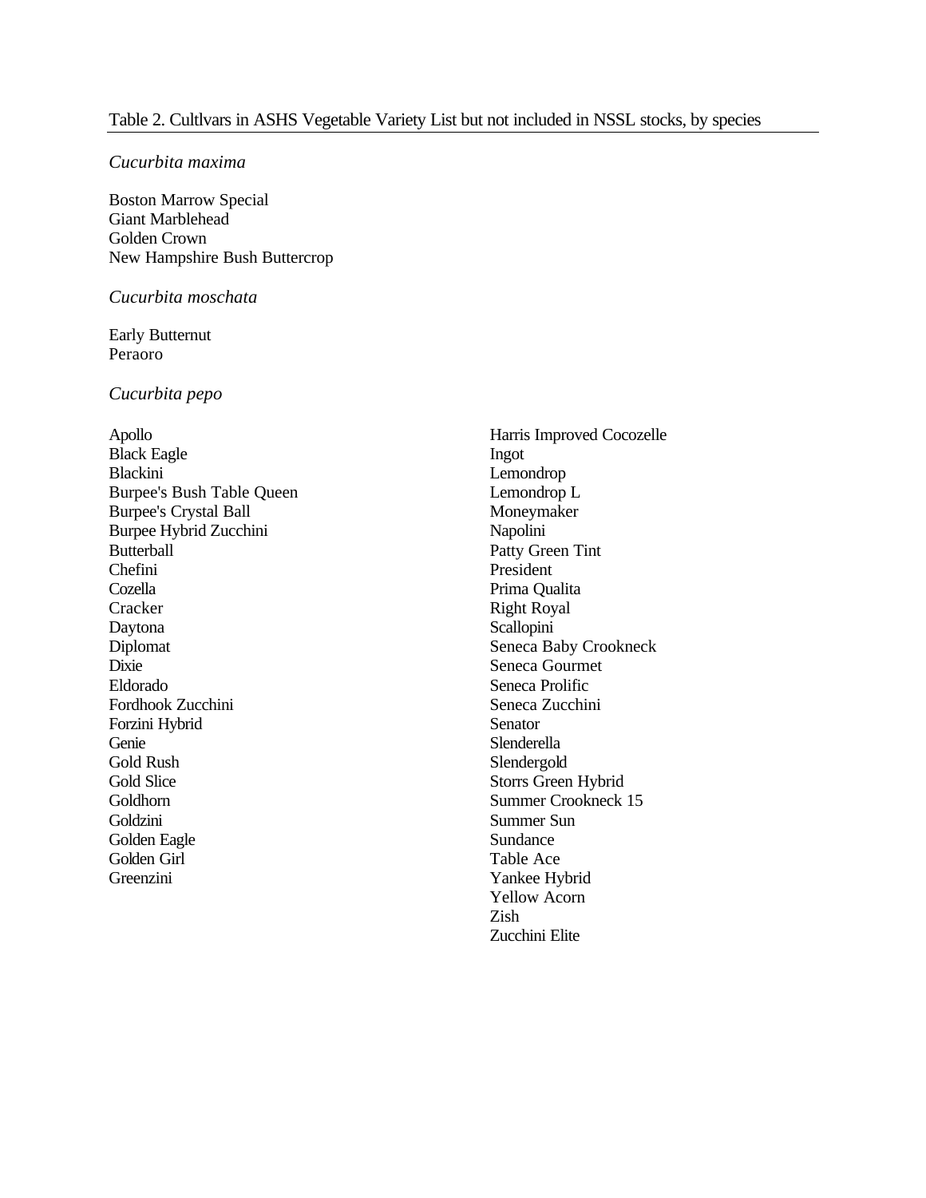Table 2. Cultlvars in ASHS Vegetable Variety List but not included in NSSL stocks, by species

*Cucurbita maxima*

Boston Marrow Special
Giant Marblehead
Golden Crown
New Hampshire Bush Buttercrop

*Cucurbita moschata*

Early Butternut
Peraoro

*Cucurbita pepo*

Apollo
Black Eagle
Blackini
Burpee's Bush Table Queen
Burpee's Crystal Ball
Burpee Hybrid Zucchini
Butterball
Chefini
Cozella
Cracker
Daytona
Diplomat
Dixie
Eldorado
Fordhook Zucchini
Forzini Hybrid
Genie
Gold Rush
Gold Slice
Goldhorn
Goldzini
Golden Eagle
Golden Girl
Greenzini
Harris Improved Cocozelle
Ingot
Lemondrop
Lemondrop L
Moneymaker
Napolini
Patty Green Tint
President
Prima Qualita
Right Royal
Scallopini
Seneca Baby Crookneck
Seneca Gourmet
Seneca Prolific
Seneca Zucchini
Senator
Slenderella
Slendergold
Storrs Green Hybrid
Summer Crookneck 15
Summer Sun
Sundance
Table Ace
Yankee Hybrid
Yellow Acorn
Zish
Zucchini Elite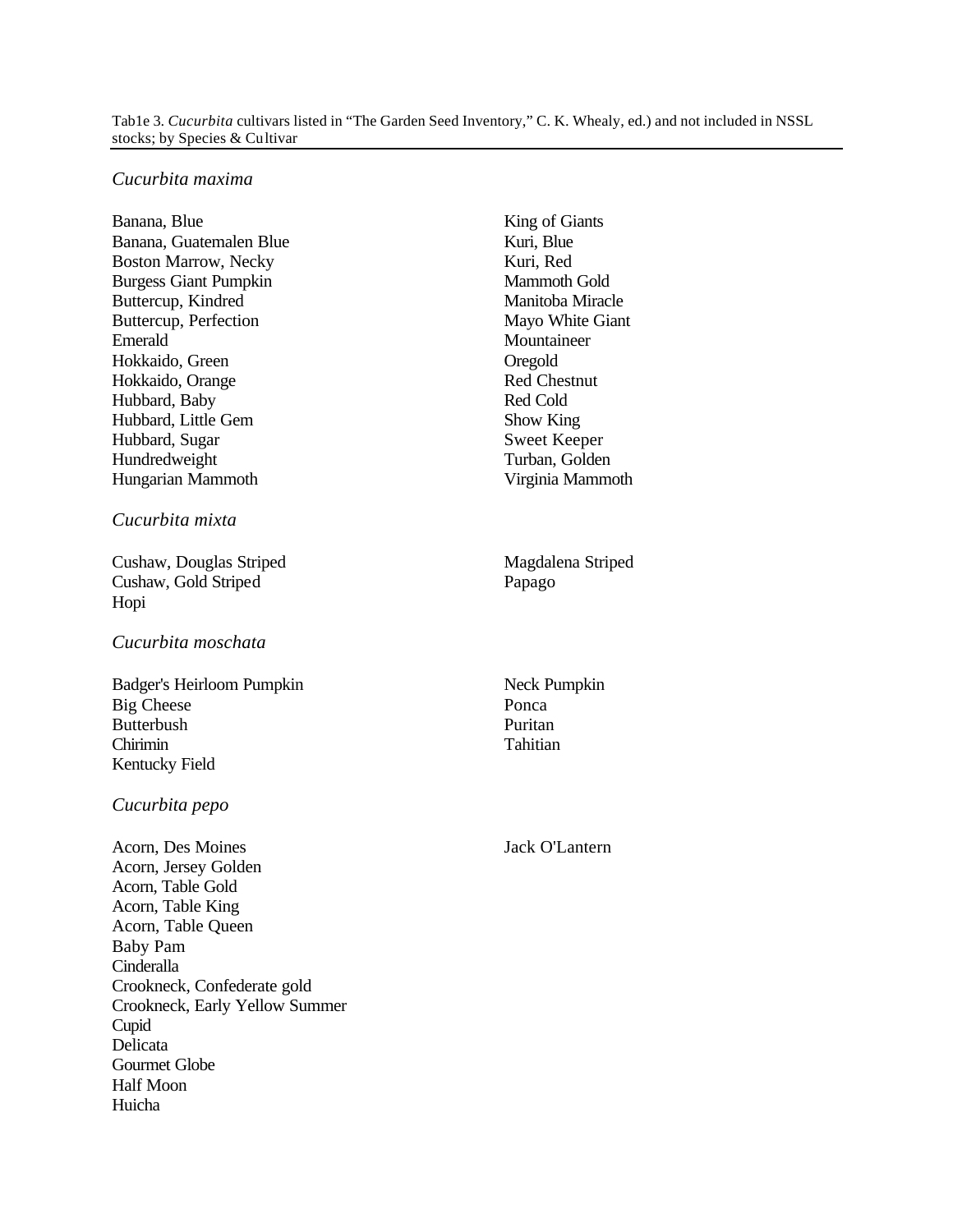Tab1e 3. *Cucurbita* cultivars listed in "The Garden Seed Inventory," C. K. Whealy, ed.) and not included in NSSL stocks; by Species & Cultivar

*Cucurbita maxima*

Banana, Blue
Banana, Guatemalen Blue
Boston Marrow, Necky
Burgess Giant Pumpkin
Buttercup, Kindred
Buttercup, Perfection
Emerald
Hokkaido, Green
Hokkaido, Orange
Hubbard, Baby
Hubbard, Little Gem
Hubbard, Sugar
Hundredweight
Hungarian Mammoth
King of Giants
Kuri, Blue
Kuri, Red
Mammoth Gold
Manitoba Miracle
Mayo White Giant
Mountaineer
Oregold
Red Chestnut
Red Cold
Show King
Sweet Keeper
Turban, Golden
Virginia Mammoth

*Cucurbita mixta*

Cushaw, Douglas Striped
Cushaw, Gold Striped
Hopi
Magdalena Striped
Papago

*Cucurbita moschata*

Badger's Heirloom Pumpkin
Big Cheese
Butterbush
Chirimin
Kentucky Field
Neck Pumpkin
Ponca
Puritan
Tahitian

*Cucurbita pepo*

Acorn, Des Moines
Acorn, Jersey Golden
Acorn, Table Gold
Acorn, Table King
Acorn, Table Queen
Baby Pam
Cinderalla
Crookneck, Confederate gold
Crookneck, Early Yellow Summer
Cupid
Delicata
Gourmet Globe
Half Moon
Huicha
Jack O'Lantern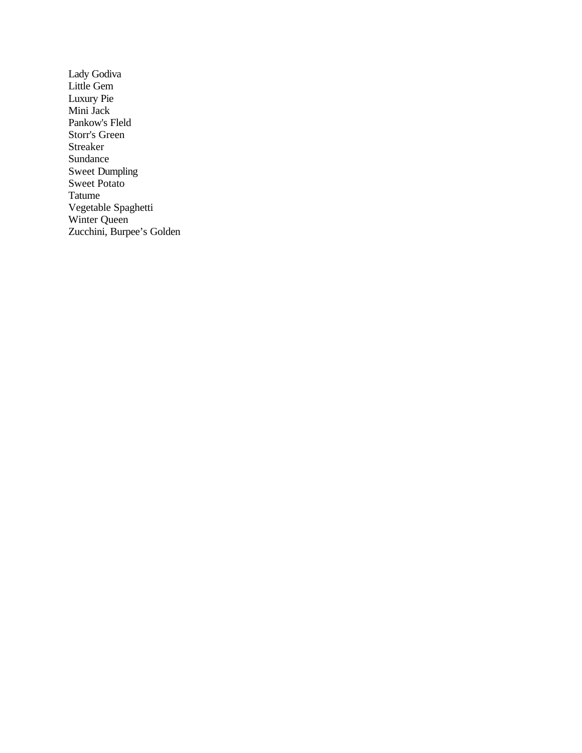Lady Godiva
Little Gem
Luxury Pie
Mini Jack
Pankow's Fleld
Storr's Green
Streaker
Sundance
Sweet Dumpling
Sweet Potato
Tatume
Vegetable Spaghetti
Winter Queen
Zucchini, Burpee’s Golden